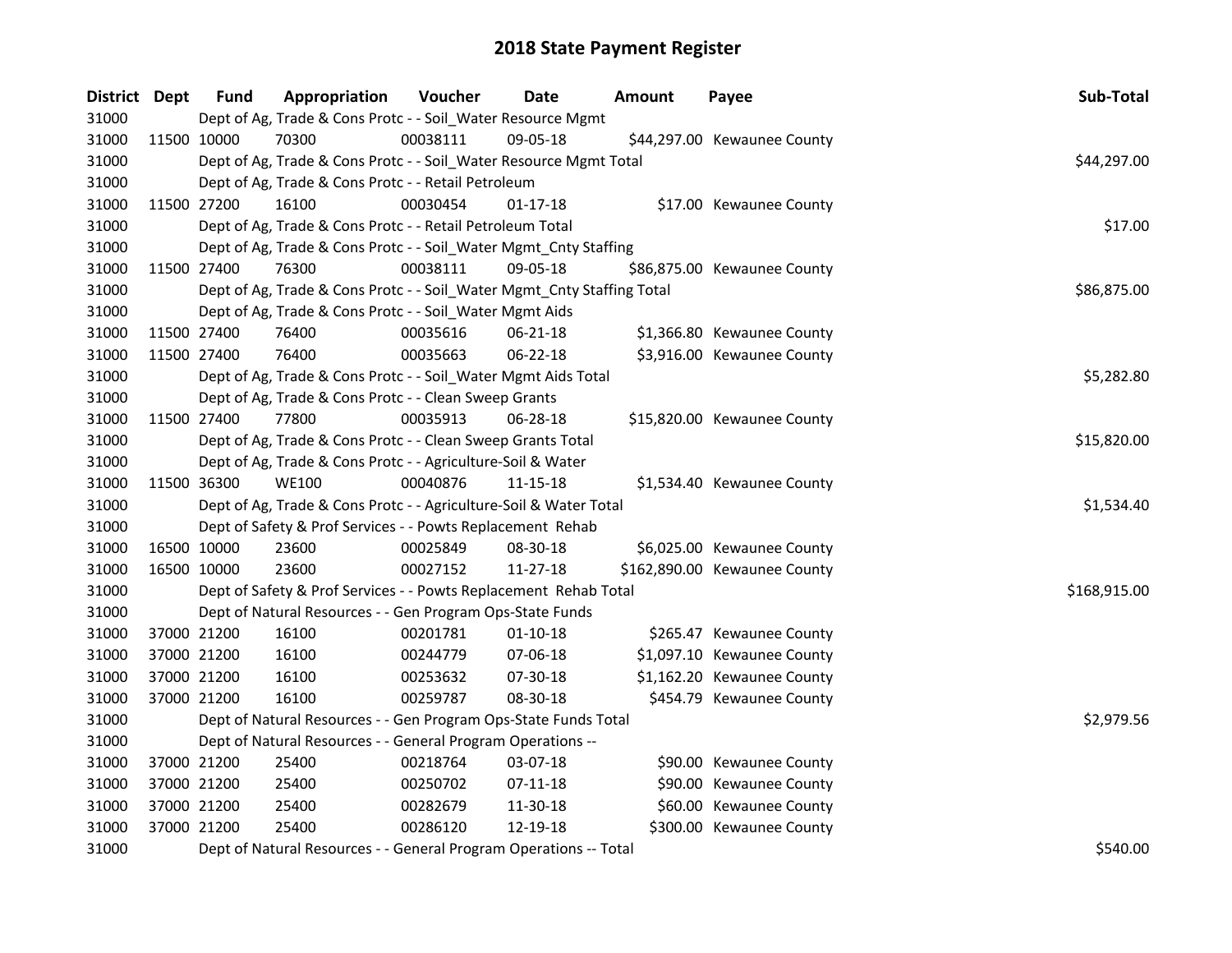# 2018 State Payment Register

| District | Dept | Fund | Appropriation | Voucher | Date | Amount | Payee | Sub-Total |
|---|---|---|---|---|---|---|---|---|
| 31000 | | Dept of Ag, Trade & Cons Protc - - Soil_Water Resource Mgmt | | | | | | |
| 31000 | 11500 | 10000 | 70300 | 00038111 | 09-05-18 | $44,297.00 | Kewaunee County | |
| 31000 | | Dept of Ag, Trade & Cons Protc - - Soil_Water Resource Mgmt Total | | | | | | $44,297.00 |
| 31000 | | Dept of Ag, Trade & Cons Protc - - Retail Petroleum | | | | | | |
| 31000 | 11500 | 27200 | 16100 | 00030454 | 01-17-18 | $17.00 | Kewaunee County | |
| 31000 | | Dept of Ag, Trade & Cons Protc - - Retail Petroleum Total | | | | | | $17.00 |
| 31000 | | Dept of Ag, Trade & Cons Protc - - Soil_Water Mgmt_Cnty Staffing | | | | | | |
| 31000 | 11500 | 27400 | 76300 | 00038111 | 09-05-18 | $86,875.00 | Kewaunee County | |
| 31000 | | Dept of Ag, Trade & Cons Protc - - Soil_Water Mgmt_Cnty Staffing Total | | | | | | $86,875.00 |
| 31000 | | Dept of Ag, Trade & Cons Protc - - Soil_Water Mgmt Aids | | | | | | |
| 31000 | 11500 | 27400 | 76400 | 00035616 | 06-21-18 | $1,366.80 | Kewaunee County | |
| 31000 | 11500 | 27400 | 76400 | 00035663 | 06-22-18 | $3,916.00 | Kewaunee County | |
| 31000 | | Dept of Ag, Trade & Cons Protc - - Soil_Water Mgmt Aids Total | | | | | | $5,282.80 |
| 31000 | | Dept of Ag, Trade & Cons Protc - - Clean Sweep Grants | | | | | | |
| 31000 | 11500 | 27400 | 77800 | 00035913 | 06-28-18 | $15,820.00 | Kewaunee County | |
| 31000 | | Dept of Ag, Trade & Cons Protc - - Clean Sweep Grants Total | | | | | | $15,820.00 |
| 31000 | | Dept of Ag, Trade & Cons Protc - - Agriculture-Soil & Water | | | | | | |
| 31000 | 11500 | 36300 | WE100 | 00040876 | 11-15-18 | $1,534.40 | Kewaunee County | |
| 31000 | | Dept of Ag, Trade & Cons Protc - - Agriculture-Soil & Water Total | | | | | | $1,534.40 |
| 31000 | | Dept of Safety & Prof Services - - Powts Replacement Rehab | | | | | | |
| 31000 | 16500 | 10000 | 23600 | 00025849 | 08-30-18 | $6,025.00 | Kewaunee County | |
| 31000 | 16500 | 10000 | 23600 | 00027152 | 11-27-18 | $162,890.00 | Kewaunee County | |
| 31000 | | Dept of Safety & Prof Services - - Powts Replacement Rehab Total | | | | | | $168,915.00 |
| 31000 | | Dept of Natural Resources - - Gen Program Ops-State Funds | | | | | | |
| 31000 | 37000 | 21200 | 16100 | 00201781 | 01-10-18 | $265.47 | Kewaunee County | |
| 31000 | 37000 | 21200 | 16100 | 00244779 | 07-06-18 | $1,097.10 | Kewaunee County | |
| 31000 | 37000 | 21200 | 16100 | 00253632 | 07-30-18 | $1,162.20 | Kewaunee County | |
| 31000 | 37000 | 21200 | 16100 | 00259787 | 08-30-18 | $454.79 | Kewaunee County | |
| 31000 | | Dept of Natural Resources - - Gen Program Ops-State Funds Total | | | | | | $2,979.56 |
| 31000 | | Dept of Natural Resources - - General Program Operations -- | | | | | | |
| 31000 | 37000 | 21200 | 25400 | 00218764 | 03-07-18 | $90.00 | Kewaunee County | |
| 31000 | 37000 | 21200 | 25400 | 00250702 | 07-11-18 | $90.00 | Kewaunee County | |
| 31000 | 37000 | 21200 | 25400 | 00282679 | 11-30-18 | $60.00 | Kewaunee County | |
| 31000 | 37000 | 21200 | 25400 | 00286120 | 12-19-18 | $300.00 | Kewaunee County | |
| 31000 | | Dept of Natural Resources - - General Program Operations -- Total | | | | | | $540.00 |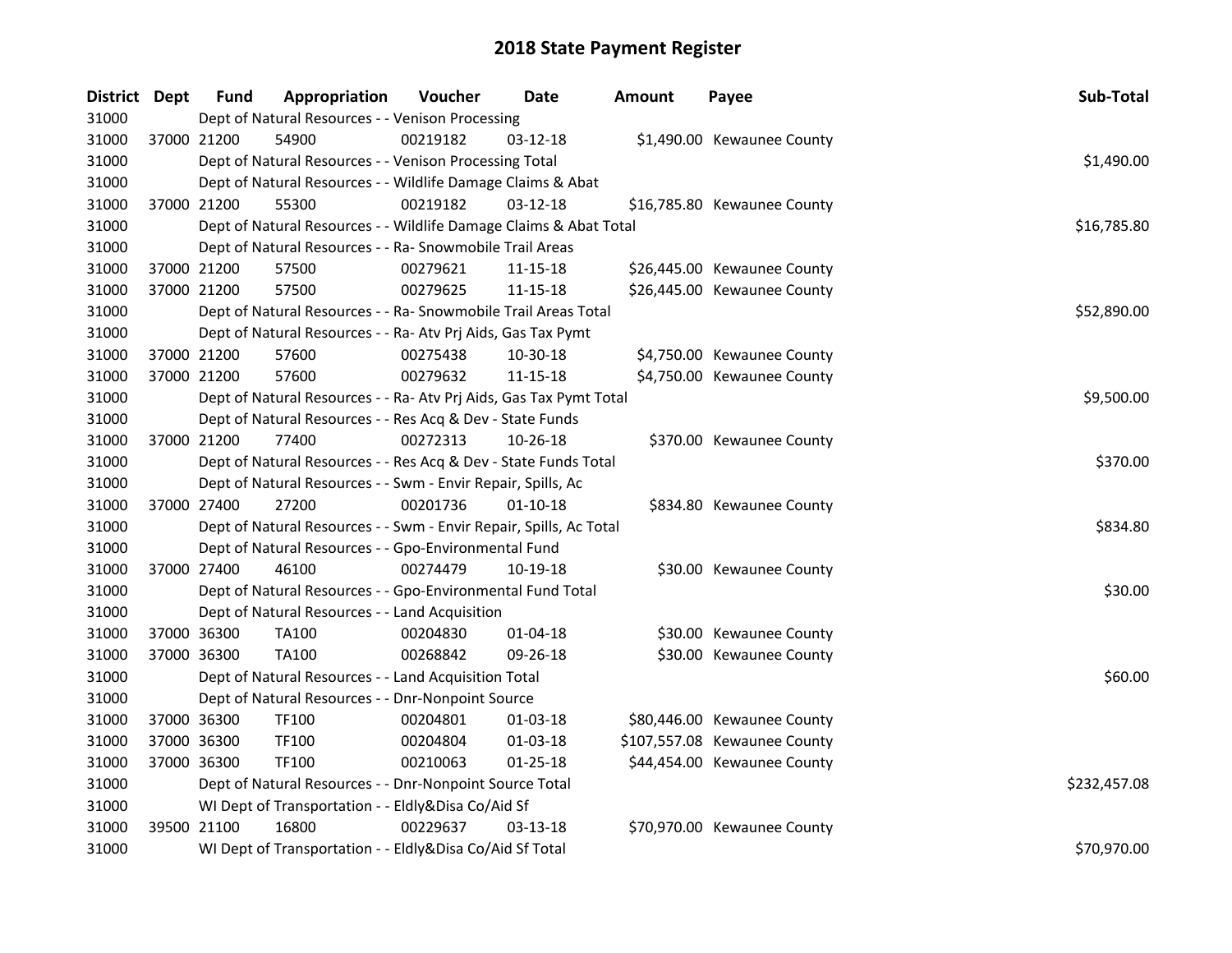# 2018 State Payment Register

| District | Dept | Fund | Appropriation | Voucher | Date | Amount | Payee | Sub-Total |
|---|---|---|---|---|---|---|---|---|
| 31000 | | Dept of Natural Resources - - Venison Processing | | | | | | |
| 31000 | 37000 | 21200 | 54900 | 00219182 | 03-12-18 | $1,490.00 | Kewaunee County | |
| 31000 | | Dept of Natural Resources - - Venison Processing Total | | | | | | $1,490.00 |
| 31000 | | Dept of Natural Resources - - Wildlife Damage Claims & Abat | | | | | | |
| 31000 | 37000 | 21200 | 55300 | 00219182 | 03-12-18 | $16,785.80 | Kewaunee County | |
| 31000 | | Dept of Natural Resources - - Wildlife Damage Claims & Abat Total | | | | | | $16,785.80 |
| 31000 | | Dept of Natural Resources - - Ra- Snowmobile Trail Areas | | | | | | |
| 31000 | 37000 | 21200 | 57500 | 00279621 | 11-15-18 | $26,445.00 | Kewaunee County | |
| 31000 | 37000 | 21200 | 57500 | 00279625 | 11-15-18 | $26,445.00 | Kewaunee County | |
| 31000 | | Dept of Natural Resources - - Ra- Snowmobile Trail Areas Total | | | | | | $52,890.00 |
| 31000 | | Dept of Natural Resources - - Ra- Atv Prj Aids, Gas Tax Pymt | | | | | | |
| 31000 | 37000 | 21200 | 57600 | 00275438 | 10-30-18 | $4,750.00 | Kewaunee County | |
| 31000 | 37000 | 21200 | 57600 | 00279632 | 11-15-18 | $4,750.00 | Kewaunee County | |
| 31000 | | Dept of Natural Resources - - Ra- Atv Prj Aids, Gas Tax Pymt Total | | | | | | $9,500.00 |
| 31000 | | Dept of Natural Resources - - Res Acq & Dev - State Funds | | | | | | |
| 31000 | 37000 | 21200 | 77400 | 00272313 | 10-26-18 | $370.00 | Kewaunee County | |
| 31000 | | Dept of Natural Resources - - Res Acq & Dev - State Funds Total | | | | | | $370.00 |
| 31000 | | Dept of Natural Resources - - Swm - Envir Repair, Spills, Ac | | | | | | |
| 31000 | 37000 | 27400 | 27200 | 00201736 | 01-10-18 | $834.80 | Kewaunee County | |
| 31000 | | Dept of Natural Resources - - Swm - Envir Repair, Spills, Ac Total | | | | | | $834.80 |
| 31000 | | Dept of Natural Resources - - Gpo-Environmental Fund | | | | | | |
| 31000 | 37000 | 27400 | 46100 | 00274479 | 10-19-18 | $30.00 | Kewaunee County | |
| 31000 | | Dept of Natural Resources - - Gpo-Environmental Fund Total | | | | | | $30.00 |
| 31000 | | Dept of Natural Resources - - Land Acquisition | | | | | | |
| 31000 | 37000 | 36300 | TA100 | 00204830 | 01-04-18 | $30.00 | Kewaunee County | |
| 31000 | 37000 | 36300 | TA100 | 00268842 | 09-26-18 | $30.00 | Kewaunee County | |
| 31000 | | Dept of Natural Resources - - Land Acquisition Total | | | | | | $60.00 |
| 31000 | | Dept of Natural Resources - - Dnr-Nonpoint Source | | | | | | |
| 31000 | 37000 | 36300 | TF100 | 00204801 | 01-03-18 | $80,446.00 | Kewaunee County | |
| 31000 | 37000 | 36300 | TF100 | 00204804 | 01-03-18 | $107,557.08 | Kewaunee County | |
| 31000 | 37000 | 36300 | TF100 | 00210063 | 01-25-18 | $44,454.00 | Kewaunee County | |
| 31000 | | Dept of Natural Resources - - Dnr-Nonpoint Source Total | | | | | | $232,457.08 |
| 31000 | | WI Dept of Transportation - - Eldly&Disa Co/Aid Sf | | | | | | |
| 31000 | 39500 | 21100 | 16800 | 00229637 | 03-13-18 | $70,970.00 | Kewaunee County | |
| 31000 | | WI Dept of Transportation - - Eldly&Disa Co/Aid Sf Total | | | | | | $70,970.00 |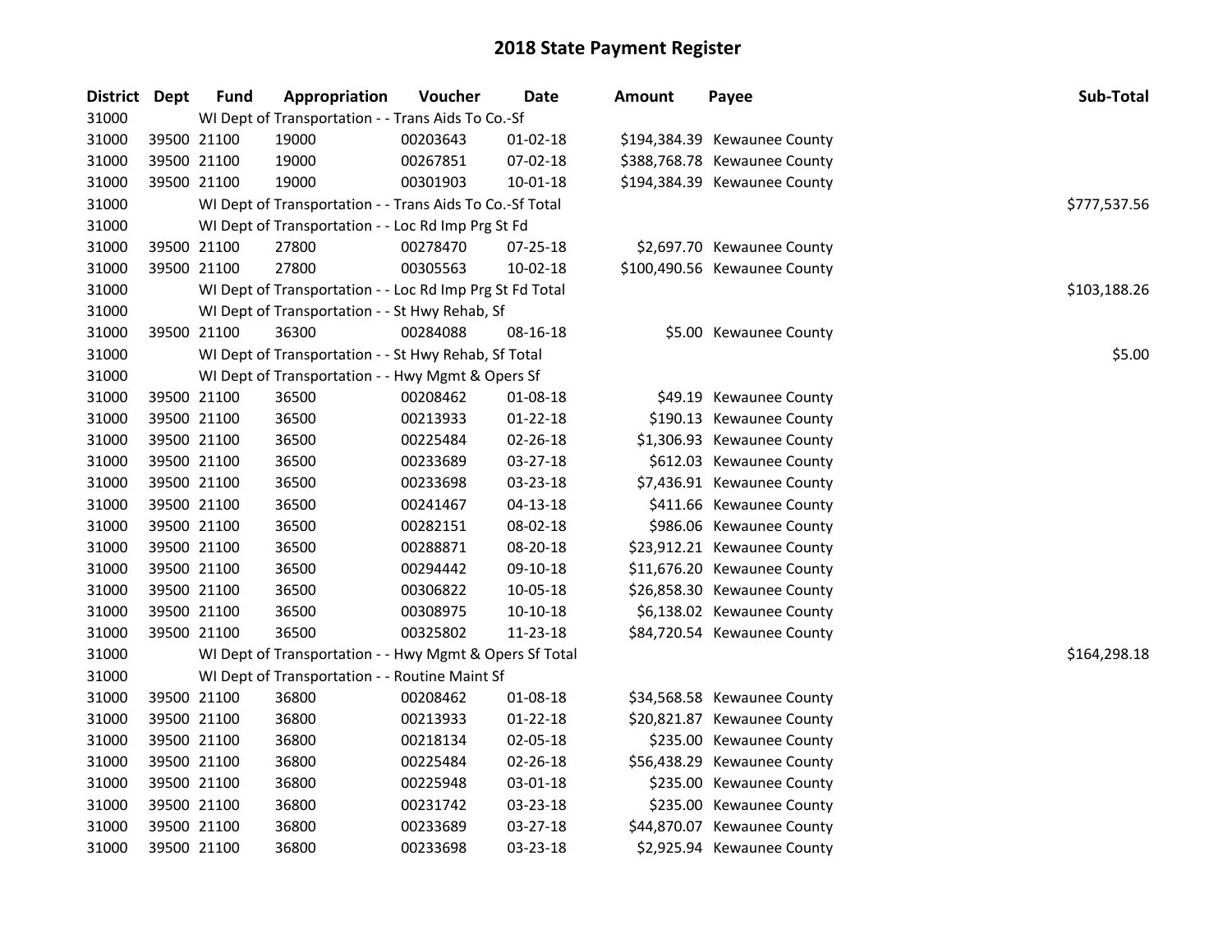# 2018 State Payment Register

| District | Dept | Fund | Appropriation | Voucher | Date | Amount | Payee | Sub-Total |
|---|---|---|---|---|---|---|---|---|
| 31000 | | WI Dept of Transportation - - Trans Aids To Co.-Sf | | | | | | |
| 31000 | 39500 | 21100 | 19000 | 00203643 | 01-02-18 | $194,384.39 | Kewaunee County | |
| 31000 | 39500 | 21100 | 19000 | 00267851 | 07-02-18 | $388,768.78 | Kewaunee County | |
| 31000 | 39500 | 21100 | 19000 | 00301903 | 10-01-18 | $194,384.39 | Kewaunee County | |
| 31000 | | WI Dept of Transportation - - Trans Aids To Co.-Sf Total | | | | | | $777,537.56 |
| 31000 | | WI Dept of Transportation - - Loc Rd Imp Prg St Fd | | | | | | |
| 31000 | 39500 | 21100 | 27800 | 00278470 | 07-25-18 | $2,697.70 | Kewaunee County | |
| 31000 | 39500 | 21100 | 27800 | 00305563 | 10-02-18 | $100,490.56 | Kewaunee County | |
| 31000 | | WI Dept of Transportation - - Loc Rd Imp Prg St Fd Total | | | | | | $103,188.26 |
| 31000 | | WI Dept of Transportation - - St Hwy Rehab, Sf | | | | | | |
| 31000 | 39500 | 21100 | 36300 | 00284088 | 08-16-18 | $5.00 | Kewaunee County | |
| 31000 | | WI Dept of Transportation - - St Hwy Rehab, Sf Total | | | | | | $5.00 |
| 31000 | | WI Dept of Transportation - - Hwy Mgmt & Opers Sf | | | | | | |
| 31000 | 39500 | 21100 | 36500 | 00208462 | 01-08-18 | $49.19 | Kewaunee County | |
| 31000 | 39500 | 21100 | 36500 | 00213933 | 01-22-18 | $190.13 | Kewaunee County | |
| 31000 | 39500 | 21100 | 36500 | 00225484 | 02-26-18 | $1,306.93 | Kewaunee County | |
| 31000 | 39500 | 21100 | 36500 | 00233689 | 03-27-18 | $612.03 | Kewaunee County | |
| 31000 | 39500 | 21100 | 36500 | 00233698 | 03-23-18 | $7,436.91 | Kewaunee County | |
| 31000 | 39500 | 21100 | 36500 | 00241467 | 04-13-18 | $411.66 | Kewaunee County | |
| 31000 | 39500 | 21100 | 36500 | 00282151 | 08-02-18 | $986.06 | Kewaunee County | |
| 31000 | 39500 | 21100 | 36500 | 00288871 | 08-20-18 | $23,912.21 | Kewaunee County | |
| 31000 | 39500 | 21100 | 36500 | 00294442 | 09-10-18 | $11,676.20 | Kewaunee County | |
| 31000 | 39500 | 21100 | 36500 | 00306822 | 10-05-18 | $26,858.30 | Kewaunee County | |
| 31000 | 39500 | 21100 | 36500 | 00308975 | 10-10-18 | $6,138.02 | Kewaunee County | |
| 31000 | 39500 | 21100 | 36500 | 00325802 | 11-23-18 | $84,720.54 | Kewaunee County | |
| 31000 | | WI Dept of Transportation - - Hwy Mgmt & Opers Sf Total | | | | | | $164,298.18 |
| 31000 | | WI Dept of Transportation - - Routine Maint Sf | | | | | | |
| 31000 | 39500 | 21100 | 36800 | 00208462 | 01-08-18 | $34,568.58 | Kewaunee County | |
| 31000 | 39500 | 21100 | 36800 | 00213933 | 01-22-18 | $20,821.87 | Kewaunee County | |
| 31000 | 39500 | 21100 | 36800 | 00218134 | 02-05-18 | $235.00 | Kewaunee County | |
| 31000 | 39500 | 21100 | 36800 | 00225484 | 02-26-18 | $56,438.29 | Kewaunee County | |
| 31000 | 39500 | 21100 | 36800 | 00225948 | 03-01-18 | $235.00 | Kewaunee County | |
| 31000 | 39500 | 21100 | 36800 | 00231742 | 03-23-18 | $235.00 | Kewaunee County | |
| 31000 | 39500 | 21100 | 36800 | 00233689 | 03-27-18 | $44,870.07 | Kewaunee County | |
| 31000 | 39500 | 21100 | 36800 | 00233698 | 03-23-18 | $2,925.94 | Kewaunee County | |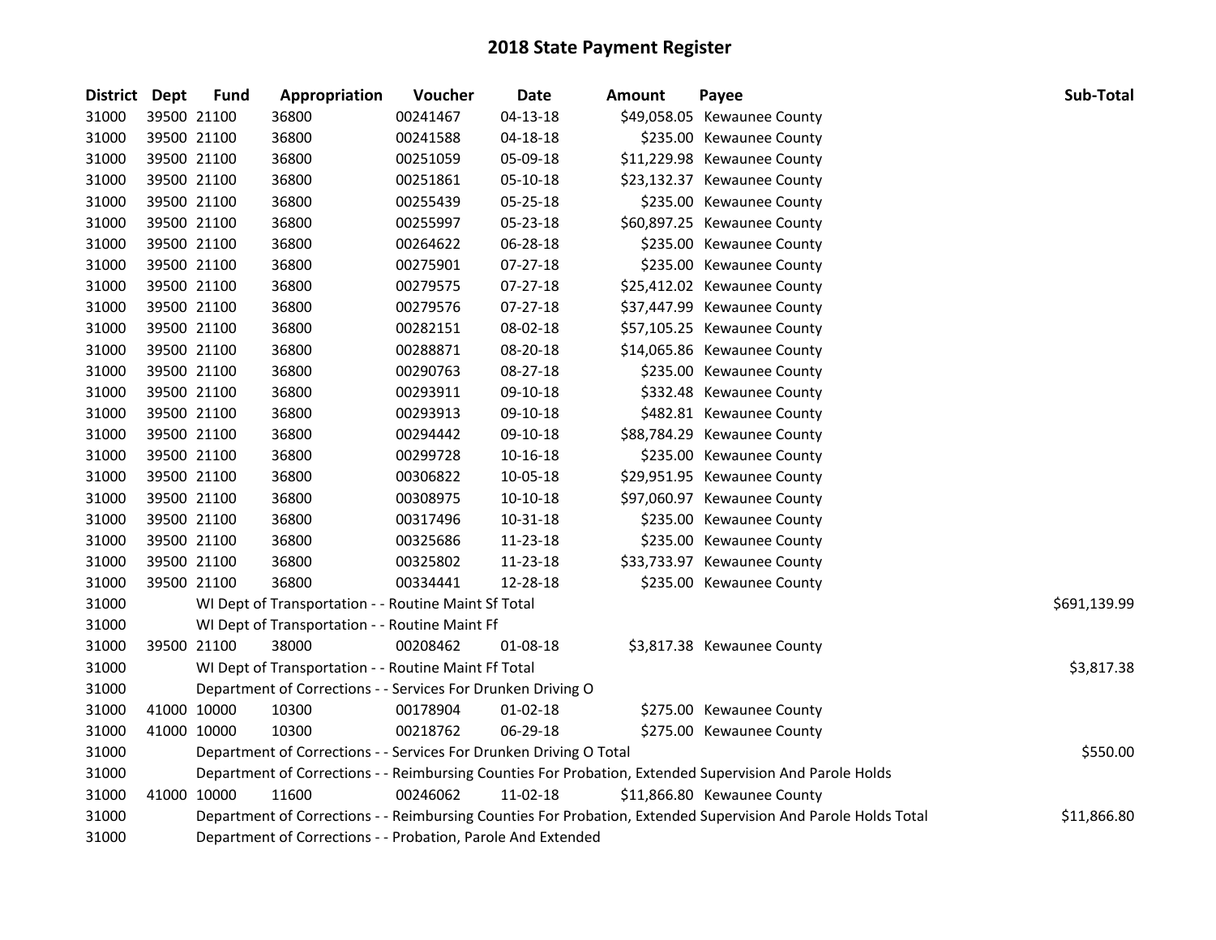# 2018 State Payment Register

| District | Dept | Fund | Appropriation | Voucher | Date | Amount | Payee | Sub-Total |
|---|---|---|---|---|---|---|---|---|
| 31000 | 39500 | 21100 | 36800 | 00241467 | 04-13-18 | $49,058.05 | Kewaunee County | |
| 31000 | 39500 | 21100 | 36800 | 00241588 | 04-18-18 | $235.00 | Kewaunee County | |
| 31000 | 39500 | 21100 | 36800 | 00251059 | 05-09-18 | $11,229.98 | Kewaunee County | |
| 31000 | 39500 | 21100 | 36800 | 00251861 | 05-10-18 | $23,132.37 | Kewaunee County | |
| 31000 | 39500 | 21100 | 36800 | 00255439 | 05-25-18 | $235.00 | Kewaunee County | |
| 31000 | 39500 | 21100 | 36800 | 00255997 | 05-23-18 | $60,897.25 | Kewaunee County | |
| 31000 | 39500 | 21100 | 36800 | 00264622 | 06-28-18 | $235.00 | Kewaunee County | |
| 31000 | 39500 | 21100 | 36800 | 00275901 | 07-27-18 | $235.00 | Kewaunee County | |
| 31000 | 39500 | 21100 | 36800 | 00279575 | 07-27-18 | $25,412.02 | Kewaunee County | |
| 31000 | 39500 | 21100 | 36800 | 00279576 | 07-27-18 | $37,447.99 | Kewaunee County | |
| 31000 | 39500 | 21100 | 36800 | 00282151 | 08-02-18 | $57,105.25 | Kewaunee County | |
| 31000 | 39500 | 21100 | 36800 | 00288871 | 08-20-18 | $14,065.86 | Kewaunee County | |
| 31000 | 39500 | 21100 | 36800 | 00290763 | 08-27-18 | $235.00 | Kewaunee County | |
| 31000 | 39500 | 21100 | 36800 | 00293911 | 09-10-18 | $332.48 | Kewaunee County | |
| 31000 | 39500 | 21100 | 36800 | 00293913 | 09-10-18 | $482.81 | Kewaunee County | |
| 31000 | 39500 | 21100 | 36800 | 00294442 | 09-10-18 | $88,784.29 | Kewaunee County | |
| 31000 | 39500 | 21100 | 36800 | 00299728 | 10-16-18 | $235.00 | Kewaunee County | |
| 31000 | 39500 | 21100 | 36800 | 00306822 | 10-05-18 | $29,951.95 | Kewaunee County | |
| 31000 | 39500 | 21100 | 36800 | 00308975 | 10-10-18 | $97,060.97 | Kewaunee County | |
| 31000 | 39500 | 21100 | 36800 | 00317496 | 10-31-18 | $235.00 | Kewaunee County | |
| 31000 | 39500 | 21100 | 36800 | 00325686 | 11-23-18 | $235.00 | Kewaunee County | |
| 31000 | 39500 | 21100 | 36800 | 00325802 | 11-23-18 | $33,733.97 | Kewaunee County | |
| 31000 | 39500 | 21100 | 36800 | 00334441 | 12-28-18 | $235.00 | Kewaunee County | |
| 31000 | | WI Dept of Transportation - - Routine Maint Sf Total | | | | | | $691,139.99 |
| 31000 | | WI Dept of Transportation - - Routine Maint Ff | | | | | | |
| 31000 | 39500 | 21100 | 38000 | 00208462 | 01-08-18 | $3,817.38 | Kewaunee County | |
| 31000 | | WI Dept of Transportation - - Routine Maint Ff Total | | | | | | $3,817.38 |
| 31000 | | Department of Corrections - - Services For Drunken Driving O | | | | | | |
| 31000 | 41000 | 10000 | 10300 | 00178904 | 01-02-18 | $275.00 | Kewaunee County | |
| 31000 | 41000 | 10000 | 10300 | 00218762 | 06-29-18 | $275.00 | Kewaunee County | |
| 31000 | | Department of Corrections - - Services For Drunken Driving O Total | | | | | | $550.00 |
| 31000 | | Department of Corrections - - Reimbursing Counties For Probation, Extended Supervision And Parole Holds | | | | | | |
| 31000 | 41000 | 10000 | 11600 | 00246062 | 11-02-18 | $11,866.80 | Kewaunee County | |
| 31000 | | Department of Corrections - - Reimbursing Counties For Probation, Extended Supervision And Parole Holds Total | | | | | | $11,866.80 |
| 31000 | | Department of Corrections - - Probation, Parole And Extended | | | | | | |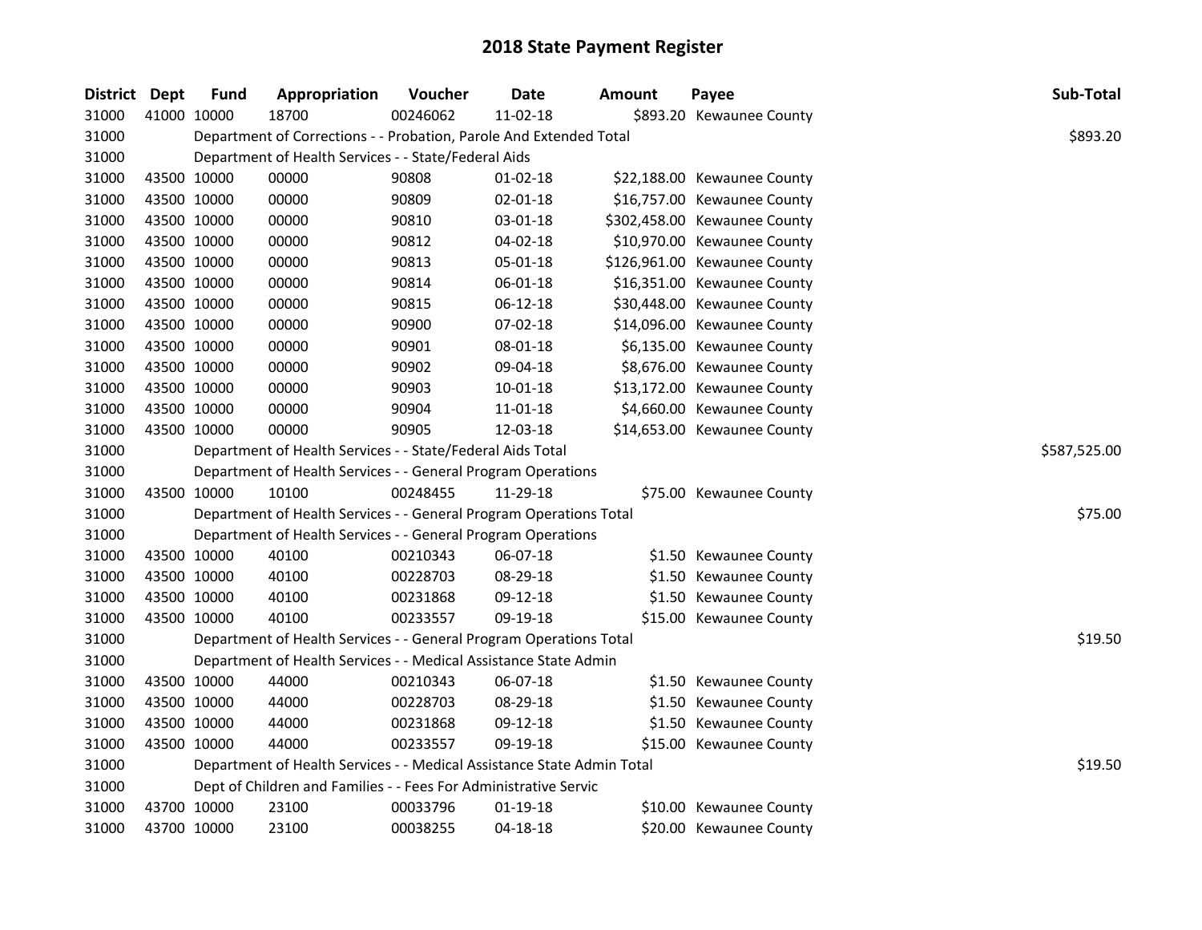# 2018 State Payment Register

| District | Dept | Fund | Appropriation | Voucher | Date | Amount | Payee | Sub-Total |
|---|---|---|---|---|---|---|---|---|
| 31000 | 41000 | 10000 | 18700 | 00246062 | 11-02-18 | $893.20 | Kewaunee County | |
| 31000 | | Department of Corrections - - Probation, Parole And Extended Total | | | | | | $893.20 |
| 31000 | | Department of Health Services - - State/Federal Aids | | | | | | |
| 31000 | 43500 | 10000 | 00000 | 90808 | 01-02-18 | $22,188.00 | Kewaunee County | |
| 31000 | 43500 | 10000 | 00000 | 90809 | 02-01-18 | $16,757.00 | Kewaunee County | |
| 31000 | 43500 | 10000 | 00000 | 90810 | 03-01-18 | $302,458.00 | Kewaunee County | |
| 31000 | 43500 | 10000 | 00000 | 90812 | 04-02-18 | $10,970.00 | Kewaunee County | |
| 31000 | 43500 | 10000 | 00000 | 90813 | 05-01-18 | $126,961.00 | Kewaunee County | |
| 31000 | 43500 | 10000 | 00000 | 90814 | 06-01-18 | $16,351.00 | Kewaunee County | |
| 31000 | 43500 | 10000 | 00000 | 90815 | 06-12-18 | $30,448.00 | Kewaunee County | |
| 31000 | 43500 | 10000 | 00000 | 90900 | 07-02-18 | $14,096.00 | Kewaunee County | |
| 31000 | 43500 | 10000 | 00000 | 90901 | 08-01-18 | $6,135.00 | Kewaunee County | |
| 31000 | 43500 | 10000 | 00000 | 90902 | 09-04-18 | $8,676.00 | Kewaunee County | |
| 31000 | 43500 | 10000 | 00000 | 90903 | 10-01-18 | $13,172.00 | Kewaunee County | |
| 31000 | 43500 | 10000 | 00000 | 90904 | 11-01-18 | $4,660.00 | Kewaunee County | |
| 31000 | 43500 | 10000 | 00000 | 90905 | 12-03-18 | $14,653.00 | Kewaunee County | |
| 31000 | | Department of Health Services - - State/Federal Aids Total | | | | | | $587,525.00 |
| 31000 | | Department of Health Services - - General Program Operations | | | | | | |
| 31000 | 43500 | 10000 | 10100 | 00248455 | 11-29-18 | $75.00 | Kewaunee County | |
| 31000 | | Department of Health Services - - General Program Operations Total | | | | | | $75.00 |
| 31000 | | Department of Health Services - - General Program Operations | | | | | | |
| 31000 | 43500 | 10000 | 40100 | 00210343 | 06-07-18 | $1.50 | Kewaunee County | |
| 31000 | 43500 | 10000 | 40100 | 00228703 | 08-29-18 | $1.50 | Kewaunee County | |
| 31000 | 43500 | 10000 | 40100 | 00231868 | 09-12-18 | $1.50 | Kewaunee County | |
| 31000 | 43500 | 10000 | 40100 | 00233557 | 09-19-18 | $15.00 | Kewaunee County | |
| 31000 | | Department of Health Services - - General Program Operations Total | | | | | | $19.50 |
| 31000 | | Department of Health Services - - Medical Assistance State Admin | | | | | | |
| 31000 | 43500 | 10000 | 44000 | 00210343 | 06-07-18 | $1.50 | Kewaunee County | |
| 31000 | 43500 | 10000 | 44000 | 00228703 | 08-29-18 | $1.50 | Kewaunee County | |
| 31000 | 43500 | 10000 | 44000 | 00231868 | 09-12-18 | $1.50 | Kewaunee County | |
| 31000 | 43500 | 10000 | 44000 | 00233557 | 09-19-18 | $15.00 | Kewaunee County | |
| 31000 | | Department of Health Services - - Medical Assistance State Admin Total | | | | | | $19.50 |
| 31000 | | Dept of Children and Families - - Fees For Administrative Servic | | | | | | |
| 31000 | 43700 | 10000 | 23100 | 00033796 | 01-19-18 | $10.00 | Kewaunee County | |
| 31000 | 43700 | 10000 | 23100 | 00038255 | 04-18-18 | $20.00 | Kewaunee County | |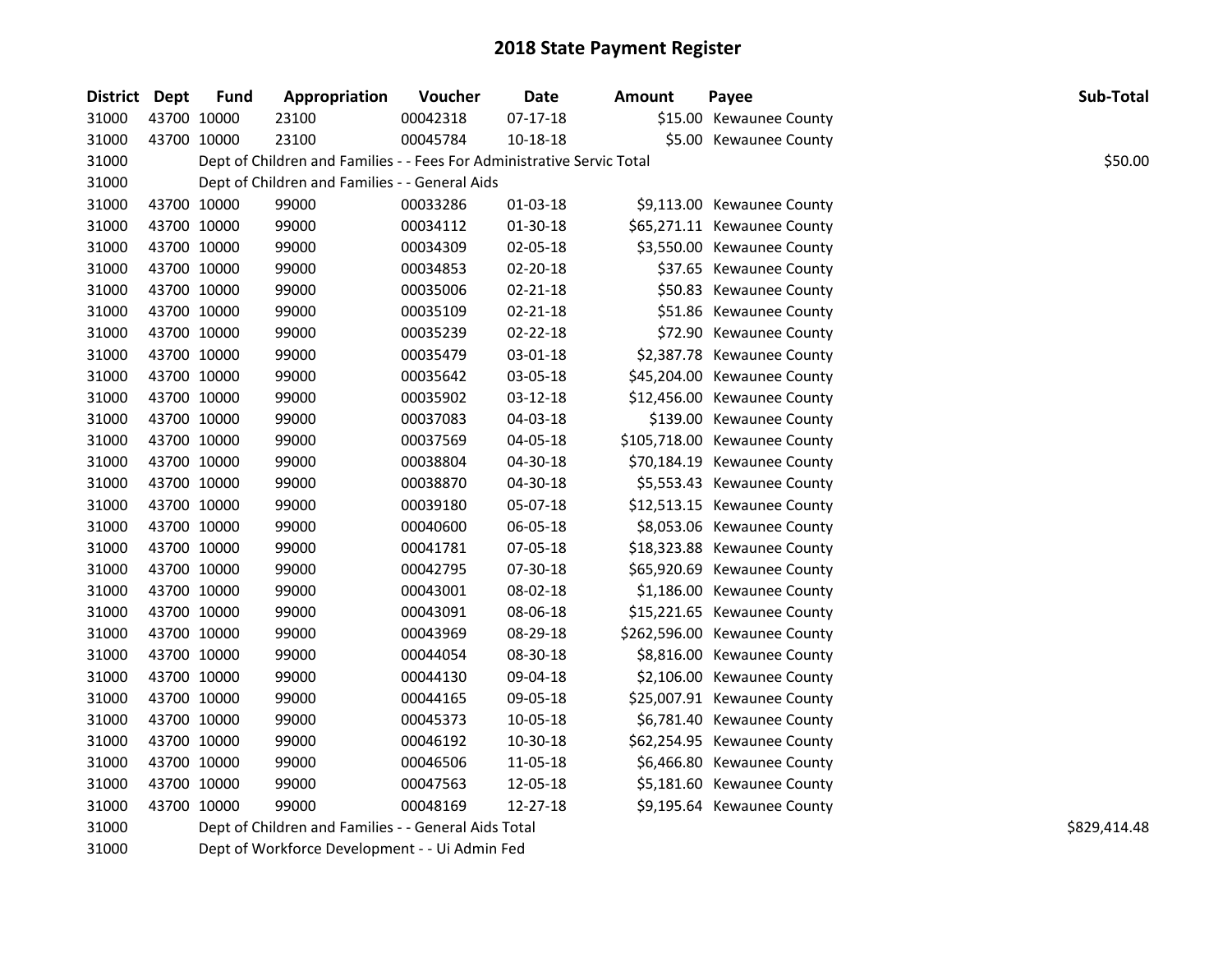# 2018 State Payment Register

| District | Dept | Fund | Appropriation | Voucher | Date | Amount | Payee | Sub-Total |
|---|---|---|---|---|---|---|---|---|
| 31000 | 43700 | 10000 | 23100 | 00042318 | 07-17-18 | $15.00 | Kewaunee County | |
| 31000 | 43700 | 10000 | 23100 | 00045784 | 10-18-18 | $5.00 | Kewaunee County | |
| 31000 | | | Dept of Children and Families - - Fees For Administrative Servic Total | | | | | $50.00 |
| 31000 | | | Dept of Children and Families - - General Aids | | | | | |
| 31000 | 43700 | 10000 | 99000 | 00033286 | 01-03-18 | $9,113.00 | Kewaunee County | |
| 31000 | 43700 | 10000 | 99000 | 00034112 | 01-30-18 | $65,271.11 | Kewaunee County | |
| 31000 | 43700 | 10000 | 99000 | 00034309 | 02-05-18 | $3,550.00 | Kewaunee County | |
| 31000 | 43700 | 10000 | 99000 | 00034853 | 02-20-18 | $37.65 | Kewaunee County | |
| 31000 | 43700 | 10000 | 99000 | 00035006 | 02-21-18 | $50.83 | Kewaunee County | |
| 31000 | 43700 | 10000 | 99000 | 00035109 | 02-21-18 | $51.86 | Kewaunee County | |
| 31000 | 43700 | 10000 | 99000 | 00035239 | 02-22-18 | $72.90 | Kewaunee County | |
| 31000 | 43700 | 10000 | 99000 | 00035479 | 03-01-18 | $2,387.78 | Kewaunee County | |
| 31000 | 43700 | 10000 | 99000 | 00035642 | 03-05-18 | $45,204.00 | Kewaunee County | |
| 31000 | 43700 | 10000 | 99000 | 00035902 | 03-12-18 | $12,456.00 | Kewaunee County | |
| 31000 | 43700 | 10000 | 99000 | 00037083 | 04-03-18 | $139.00 | Kewaunee County | |
| 31000 | 43700 | 10000 | 99000 | 00037569 | 04-05-18 | $105,718.00 | Kewaunee County | |
| 31000 | 43700 | 10000 | 99000 | 00038804 | 04-30-18 | $70,184.19 | Kewaunee County | |
| 31000 | 43700 | 10000 | 99000 | 00038870 | 04-30-18 | $5,553.43 | Kewaunee County | |
| 31000 | 43700 | 10000 | 99000 | 00039180 | 05-07-18 | $12,513.15 | Kewaunee County | |
| 31000 | 43700 | 10000 | 99000 | 00040600 | 06-05-18 | $8,053.06 | Kewaunee County | |
| 31000 | 43700 | 10000 | 99000 | 00041781 | 07-05-18 | $18,323.88 | Kewaunee County | |
| 31000 | 43700 | 10000 | 99000 | 00042795 | 07-30-18 | $65,920.69 | Kewaunee County | |
| 31000 | 43700 | 10000 | 99000 | 00043001 | 08-02-18 | $1,186.00 | Kewaunee County | |
| 31000 | 43700 | 10000 | 99000 | 00043091 | 08-06-18 | $15,221.65 | Kewaunee County | |
| 31000 | 43700 | 10000 | 99000 | 00043969 | 08-29-18 | $262,596.00 | Kewaunee County | |
| 31000 | 43700 | 10000 | 99000 | 00044054 | 08-30-18 | $8,816.00 | Kewaunee County | |
| 31000 | 43700 | 10000 | 99000 | 00044130 | 09-04-18 | $2,106.00 | Kewaunee County | |
| 31000 | 43700 | 10000 | 99000 | 00044165 | 09-05-18 | $25,007.91 | Kewaunee County | |
| 31000 | 43700 | 10000 | 99000 | 00045373 | 10-05-18 | $6,781.40 | Kewaunee County | |
| 31000 | 43700 | 10000 | 99000 | 00046192 | 10-30-18 | $62,254.95 | Kewaunee County | |
| 31000 | 43700 | 10000 | 99000 | 00046506 | 11-05-18 | $6,466.80 | Kewaunee County | |
| 31000 | 43700 | 10000 | 99000 | 00047563 | 12-05-18 | $5,181.60 | Kewaunee County | |
| 31000 | 43700 | 10000 | 99000 | 00048169 | 12-27-18 | $9,195.64 | Kewaunee County | |
| 31000 | | | Dept of Children and Families - - General Aids Total | | | | | $829,414.48 |
| 31000 | | | Dept of Workforce Development - - Ui Admin Fed | | | | | |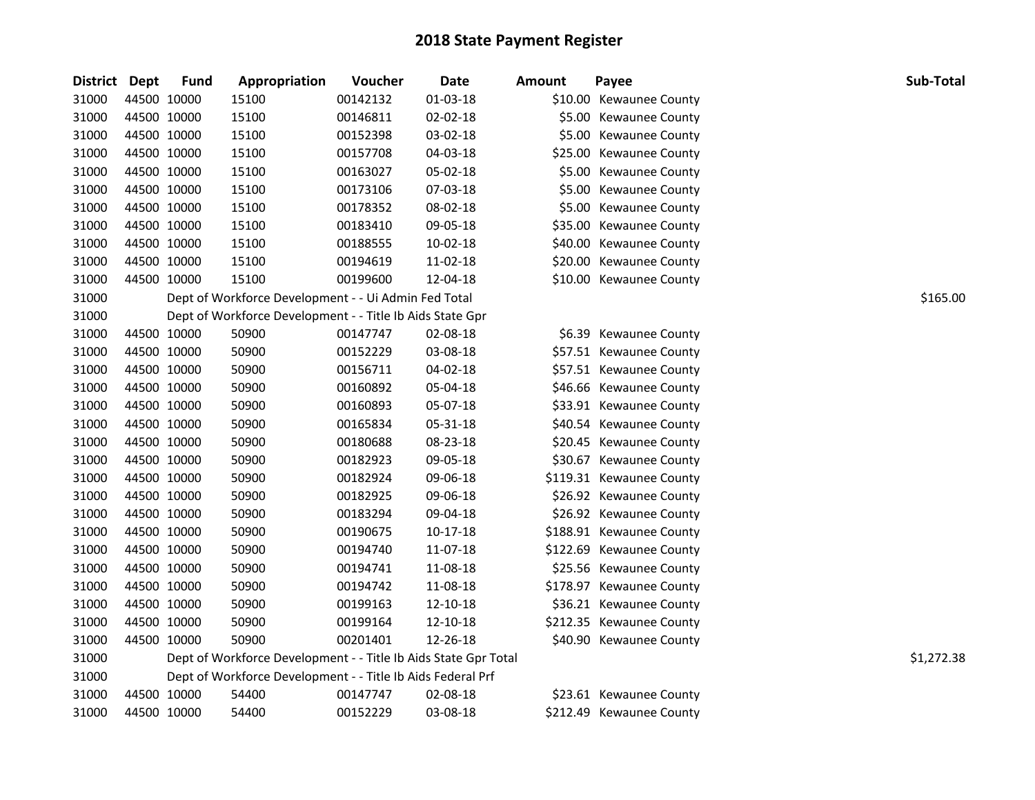# 2018 State Payment Register

| District | Dept | Fund | Appropriation | Voucher | Date | Amount | Payee | Sub-Total |
|---|---|---|---|---|---|---|---|---|
| 31000 | 44500 | 10000 | 15100 | 00142132 | 01-03-18 | $10.00 | Kewaunee County | |
| 31000 | 44500 | 10000 | 15100 | 00146811 | 02-02-18 | $5.00 | Kewaunee County | |
| 31000 | 44500 | 10000 | 15100 | 00152398 | 03-02-18 | $5.00 | Kewaunee County | |
| 31000 | 44500 | 10000 | 15100 | 00157708 | 04-03-18 | $25.00 | Kewaunee County | |
| 31000 | 44500 | 10000 | 15100 | 00163027 | 05-02-18 | $5.00 | Kewaunee County | |
| 31000 | 44500 | 10000 | 15100 | 00173106 | 07-03-18 | $5.00 | Kewaunee County | |
| 31000 | 44500 | 10000 | 15100 | 00178352 | 08-02-18 | $5.00 | Kewaunee County | |
| 31000 | 44500 | 10000 | 15100 | 00183410 | 09-05-18 | $35.00 | Kewaunee County | |
| 31000 | 44500 | 10000 | 15100 | 00188555 | 10-02-18 | $40.00 | Kewaunee County | |
| 31000 | 44500 | 10000 | 15100 | 00194619 | 11-02-18 | $20.00 | Kewaunee County | |
| 31000 | 44500 | 10000 | 15100 | 00199600 | 12-04-18 | $10.00 | Kewaunee County | |
| 31000 | | Dept of Workforce Development - - Ui Admin Fed Total | | | | | | $165.00 |
| 31000 | | Dept of Workforce Development - - Title Ib Aids State Gpr | | | | | | |
| 31000 | 44500 | 10000 | 50900 | 00147747 | 02-08-18 | $6.39 | Kewaunee County | |
| 31000 | 44500 | 10000 | 50900 | 00152229 | 03-08-18 | $57.51 | Kewaunee County | |
| 31000 | 44500 | 10000 | 50900 | 00156711 | 04-02-18 | $57.51 | Kewaunee County | |
| 31000 | 44500 | 10000 | 50900 | 00160892 | 05-04-18 | $46.66 | Kewaunee County | |
| 31000 | 44500 | 10000 | 50900 | 00160893 | 05-07-18 | $33.91 | Kewaunee County | |
| 31000 | 44500 | 10000 | 50900 | 00165834 | 05-31-18 | $40.54 | Kewaunee County | |
| 31000 | 44500 | 10000 | 50900 | 00180688 | 08-23-18 | $20.45 | Kewaunee County | |
| 31000 | 44500 | 10000 | 50900 | 00182923 | 09-05-18 | $30.67 | Kewaunee County | |
| 31000 | 44500 | 10000 | 50900 | 00182924 | 09-06-18 | $119.31 | Kewaunee County | |
| 31000 | 44500 | 10000 | 50900 | 00182925 | 09-06-18 | $26.92 | Kewaunee County | |
| 31000 | 44500 | 10000 | 50900 | 00183294 | 09-04-18 | $26.92 | Kewaunee County | |
| 31000 | 44500 | 10000 | 50900 | 00190675 | 10-17-18 | $188.91 | Kewaunee County | |
| 31000 | 44500 | 10000 | 50900 | 00194740 | 11-07-18 | $122.69 | Kewaunee County | |
| 31000 | 44500 | 10000 | 50900 | 00194741 | 11-08-18 | $25.56 | Kewaunee County | |
| 31000 | 44500 | 10000 | 50900 | 00194742 | 11-08-18 | $178.97 | Kewaunee County | |
| 31000 | 44500 | 10000 | 50900 | 00199163 | 12-10-18 | $36.21 | Kewaunee County | |
| 31000 | 44500 | 10000 | 50900 | 00199164 | 12-10-18 | $212.35 | Kewaunee County | |
| 31000 | 44500 | 10000 | 50900 | 00201401 | 12-26-18 | $40.90 | Kewaunee County | |
| 31000 | | Dept of Workforce Development - - Title Ib Aids State Gpr Total | | | | | | $1,272.38 |
| 31000 | | Dept of Workforce Development - - Title Ib Aids Federal Prf | | | | | | |
| 31000 | 44500 | 10000 | 54400 | 00147747 | 02-08-18 | $23.61 | Kewaunee County | |
| 31000 | 44500 | 10000 | 54400 | 00152229 | 03-08-18 | $212.49 | Kewaunee County | |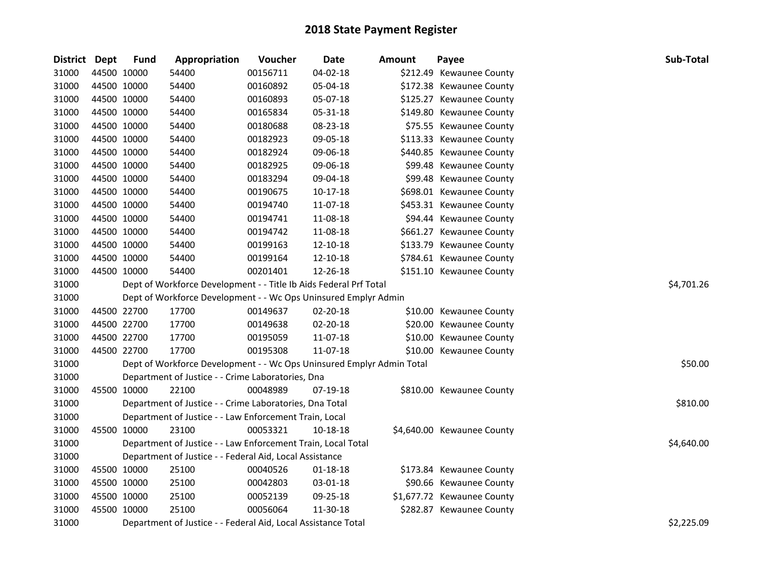# 2018 State Payment Register

| District | Dept | Fund | Appropriation | Voucher | Date | Amount | Payee | Sub-Total |
|---|---|---|---|---|---|---|---|---|
| 31000 | 44500 | 10000 | 54400 | 00156711 | 04-02-18 | $212.49 | Kewaunee County | |
| 31000 | 44500 | 10000 | 54400 | 00160892 | 05-04-18 | $172.38 | Kewaunee County | |
| 31000 | 44500 | 10000 | 54400 | 00160893 | 05-07-18 | $125.27 | Kewaunee County | |
| 31000 | 44500 | 10000 | 54400 | 00165834 | 05-31-18 | $149.80 | Kewaunee County | |
| 31000 | 44500 | 10000 | 54400 | 00180688 | 08-23-18 | $75.55 | Kewaunee County | |
| 31000 | 44500 | 10000 | 54400 | 00182923 | 09-05-18 | $113.33 | Kewaunee County | |
| 31000 | 44500 | 10000 | 54400 | 00182924 | 09-06-18 | $440.85 | Kewaunee County | |
| 31000 | 44500 | 10000 | 54400 | 00182925 | 09-06-18 | $99.48 | Kewaunee County | |
| 31000 | 44500 | 10000 | 54400 | 00183294 | 09-04-18 | $99.48 | Kewaunee County | |
| 31000 | 44500 | 10000 | 54400 | 00190675 | 10-17-18 | $698.01 | Kewaunee County | |
| 31000 | 44500 | 10000 | 54400 | 00194740 | 11-07-18 | $453.31 | Kewaunee County | |
| 31000 | 44500 | 10000 | 54400 | 00194741 | 11-08-18 | $94.44 | Kewaunee County | |
| 31000 | 44500 | 10000 | 54400 | 00194742 | 11-08-18 | $661.27 | Kewaunee County | |
| 31000 | 44500 | 10000 | 54400 | 00199163 | 12-10-18 | $133.79 | Kewaunee County | |
| 31000 | 44500 | 10000 | 54400 | 00199164 | 12-10-18 | $784.61 | Kewaunee County | |
| 31000 | 44500 | 10000 | 54400 | 00201401 | 12-26-18 | $151.10 | Kewaunee County | |
| 31000 | | | Dept of Workforce Development - - Title Ib Aids Federal Prf Total | | | | | $4,701.26 |
| 31000 | | | Dept of Workforce Development - - Wc Ops Uninsured Emplyr Admin | | | | | |
| 31000 | 44500 | 22700 | 17700 | 00149637 | 02-20-18 | $10.00 | Kewaunee County | |
| 31000 | 44500 | 22700 | 17700 | 00149638 | 02-20-18 | $20.00 | Kewaunee County | |
| 31000 | 44500 | 22700 | 17700 | 00195059 | 11-07-18 | $10.00 | Kewaunee County | |
| 31000 | 44500 | 22700 | 17700 | 00195308 | 11-07-18 | $10.00 | Kewaunee County | |
| 31000 | | | Dept of Workforce Development - - Wc Ops Uninsured Emplyr Admin Total | | | | | $50.00 |
| 31000 | | | Department of Justice - - Crime Laboratories, Dna | | | | | |
| 31000 | 45500 | 10000 | 22100 | 00048989 | 07-19-18 | $810.00 | Kewaunee County | |
| 31000 | | | Department of Justice - - Crime Laboratories, Dna Total | | | | | $810.00 |
| 31000 | | | Department of Justice - - Law Enforcement Train, Local | | | | | |
| 31000 | 45500 | 10000 | 23100 | 00053321 | 10-18-18 | $4,640.00 | Kewaunee County | |
| 31000 | | | Department of Justice - - Law Enforcement Train, Local Total | | | | | $4,640.00 |
| 31000 | | | Department of Justice - - Federal Aid, Local Assistance | | | | | |
| 31000 | 45500 | 10000 | 25100 | 00040526 | 01-18-18 | $173.84 | Kewaunee County | |
| 31000 | 45500 | 10000 | 25100 | 00042803 | 03-01-18 | $90.66 | Kewaunee County | |
| 31000 | 45500 | 10000 | 25100 | 00052139 | 09-25-18 | $1,677.72 | Kewaunee County | |
| 31000 | 45500 | 10000 | 25100 | 00056064 | 11-30-18 | $282.87 | Kewaunee County | |
| 31000 | | | Department of Justice - - Federal Aid, Local Assistance Total | | | | | $2,225.09 |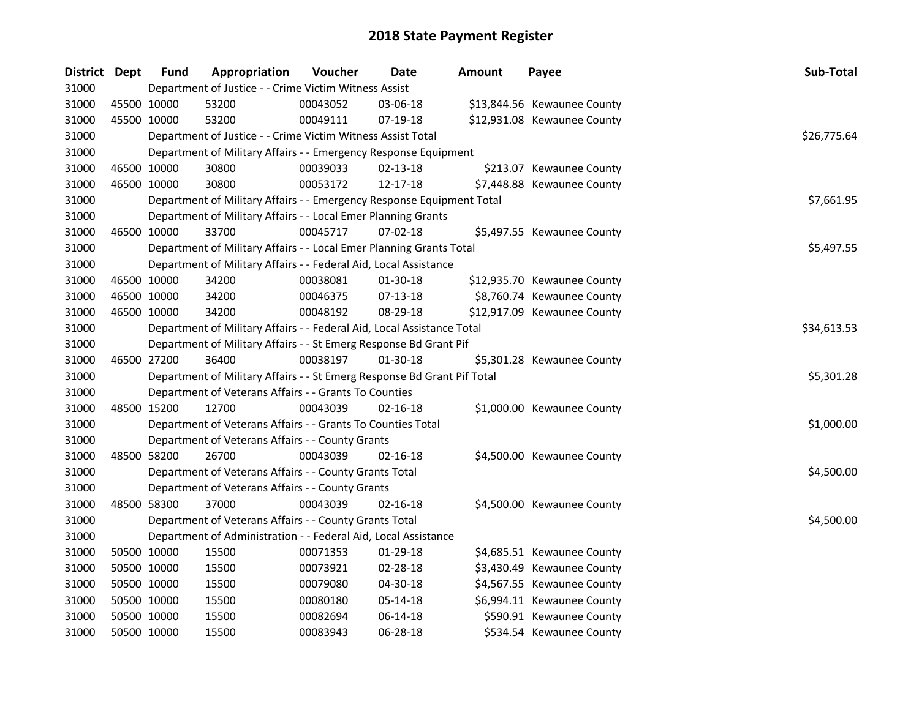# 2018 State Payment Register

| District | Dept | Fund | Appropriation | Voucher | Date | Amount | Payee | Sub-Total |
|---|---|---|---|---|---|---|---|---|
| 31000 | | Department of Justice - - Crime Victim Witness Assist | | | | | | |
| 31000 | 45500 | 10000 | 53200 | 00043052 | 03-06-18 | $13,844.56 | Kewaunee County | |
| 31000 | 45500 | 10000 | 53200 | 00049111 | 07-19-18 | $12,931.08 | Kewaunee County | |
| 31000 | | Department of Justice - - Crime Victim Witness Assist Total | | | | | | $26,775.64 |
| 31000 | | Department of Military Affairs - - Emergency Response Equipment | | | | | | |
| 31000 | 46500 | 10000 | 30800 | 00039033 | 02-13-18 | $213.07 | Kewaunee County | |
| 31000 | 46500 | 10000 | 30800 | 00053172 | 12-17-18 | $7,448.88 | Kewaunee County | |
| 31000 | | Department of Military Affairs - - Emergency Response Equipment Total | | | | | | $7,661.95 |
| 31000 | | Department of Military Affairs - - Local Emer Planning Grants | | | | | | |
| 31000 | 46500 | 10000 | 33700 | 00045717 | 07-02-18 | $5,497.55 | Kewaunee County | |
| 31000 | | Department of Military Affairs - - Local Emer Planning Grants Total | | | | | | $5,497.55 |
| 31000 | | Department of Military Affairs - - Federal Aid, Local Assistance | | | | | | |
| 31000 | 46500 | 10000 | 34200 | 00038081 | 01-30-18 | $12,935.70 | Kewaunee County | |
| 31000 | 46500 | 10000 | 34200 | 00046375 | 07-13-18 | $8,760.74 | Kewaunee County | |
| 31000 | 46500 | 10000 | 34200 | 00048192 | 08-29-18 | $12,917.09 | Kewaunee County | |
| 31000 | | Department of Military Affairs - - Federal Aid, Local Assistance Total | | | | | | $34,613.53 |
| 31000 | | Department of Military Affairs - - St Emerg Response Bd Grant Pif | | | | | | |
| 31000 | 46500 | 27200 | 36400 | 00038197 | 01-30-18 | $5,301.28 | Kewaunee County | |
| 31000 | | Department of Military Affairs - - St Emerg Response Bd Grant Pif Total | | | | | | $5,301.28 |
| 31000 | | Department of Veterans Affairs - - Grants To Counties | | | | | | |
| 31000 | 48500 | 15200 | 12700 | 00043039 | 02-16-18 | $1,000.00 | Kewaunee County | |
| 31000 | | Department of Veterans Affairs - - Grants To Counties Total | | | | | | $1,000.00 |
| 31000 | | Department of Veterans Affairs - - County Grants | | | | | | |
| 31000 | 48500 | 58200 | 26700 | 00043039 | 02-16-18 | $4,500.00 | Kewaunee County | |
| 31000 | | Department of Veterans Affairs - - County Grants Total | | | | | | $4,500.00 |
| 31000 | | Department of Veterans Affairs - - County Grants | | | | | | |
| 31000 | 48500 | 58300 | 37000 | 00043039 | 02-16-18 | $4,500.00 | Kewaunee County | |
| 31000 | | Department of Veterans Affairs - - County Grants Total | | | | | | $4,500.00 |
| 31000 | | Department of Administration - - Federal Aid, Local Assistance | | | | | | |
| 31000 | 50500 | 10000 | 15500 | 00071353 | 01-29-18 | $4,685.51 | Kewaunee County | |
| 31000 | 50500 | 10000 | 15500 | 00073921 | 02-28-18 | $3,430.49 | Kewaunee County | |
| 31000 | 50500 | 10000 | 15500 | 00079080 | 04-30-18 | $4,567.55 | Kewaunee County | |
| 31000 | 50500 | 10000 | 15500 | 00080180 | 05-14-18 | $6,994.11 | Kewaunee County | |
| 31000 | 50500 | 10000 | 15500 | 00082694 | 06-14-18 | $590.91 | Kewaunee County | |
| 31000 | 50500 | 10000 | 15500 | 00083943 | 06-28-18 | $534.54 | Kewaunee County | |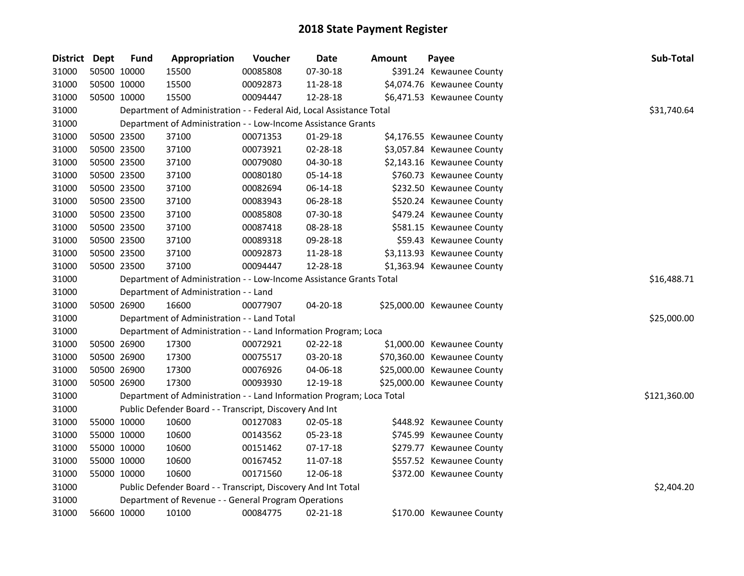# 2018 State Payment Register

| District | Dept | Fund | Appropriation | Voucher | Date | Amount | Payee | Sub-Total |
|---|---|---|---|---|---|---|---|---|
| 31000 | 50500 | 10000 | 15500 | 00085808 | 07-30-18 | $391.24 | Kewaunee County | |
| 31000 | 50500 | 10000 | 15500 | 00092873 | 11-28-18 | $4,074.76 | Kewaunee County | |
| 31000 | 50500 | 10000 | 15500 | 00094447 | 12-28-18 | $6,471.53 | Kewaunee County | |
| 31000 | | Department of Administration - - Federal Aid, Local Assistance Total | | | | | | $31,740.64 |
| 31000 | | Department of Administration - - Low-Income Assistance Grants | | | | | | |
| 31000 | 50500 | 23500 | 37100 | 00071353 | 01-29-18 | $4,176.55 | Kewaunee County | |
| 31000 | 50500 | 23500 | 37100 | 00073921 | 02-28-18 | $3,057.84 | Kewaunee County | |
| 31000 | 50500 | 23500 | 37100 | 00079080 | 04-30-18 | $2,143.16 | Kewaunee County | |
| 31000 | 50500 | 23500 | 37100 | 00080180 | 05-14-18 | $760.73 | Kewaunee County | |
| 31000 | 50500 | 23500 | 37100 | 00082694 | 06-14-18 | $232.50 | Kewaunee County | |
| 31000 | 50500 | 23500 | 37100 | 00083943 | 06-28-18 | $520.24 | Kewaunee County | |
| 31000 | 50500 | 23500 | 37100 | 00085808 | 07-30-18 | $479.24 | Kewaunee County | |
| 31000 | 50500 | 23500 | 37100 | 00087418 | 08-28-18 | $581.15 | Kewaunee County | |
| 31000 | 50500 | 23500 | 37100 | 00089318 | 09-28-18 | $59.43 | Kewaunee County | |
| 31000 | 50500 | 23500 | 37100 | 00092873 | 11-28-18 | $3,113.93 | Kewaunee County | |
| 31000 | 50500 | 23500 | 37100 | 00094447 | 12-28-18 | $1,363.94 | Kewaunee County | |
| 31000 | | Department of Administration - - Low-Income Assistance Grants Total | | | | | | $16,488.71 |
| 31000 | | Department of Administration - - Land | | | | | | |
| 31000 | 50500 | 26900 | 16600 | 00077907 | 04-20-18 | $25,000.00 | Kewaunee County | |
| 31000 | | Department of Administration - - Land Total | | | | | | $25,000.00 |
| 31000 | | Department of Administration - - Land Information Program; Loca | | | | | | |
| 31000 | 50500 | 26900 | 17300 | 00072921 | 02-22-18 | $1,000.00 | Kewaunee County | |
| 31000 | 50500 | 26900 | 17300 | 00075517 | 03-20-18 | $70,360.00 | Kewaunee County | |
| 31000 | 50500 | 26900 | 17300 | 00076926 | 04-06-18 | $25,000.00 | Kewaunee County | |
| 31000 | 50500 | 26900 | 17300 | 00093930 | 12-19-18 | $25,000.00 | Kewaunee County | |
| 31000 | | Department of Administration - - Land Information Program; Loca Total | | | | | | $121,360.00 |
| 31000 | | Public Defender Board - - Transcript, Discovery And Int | | | | | | |
| 31000 | 55000 | 10000 | 10600 | 00127083 | 02-05-18 | $448.92 | Kewaunee County | |
| 31000 | 55000 | 10000 | 10600 | 00143562 | 05-23-18 | $745.99 | Kewaunee County | |
| 31000 | 55000 | 10000 | 10600 | 00151462 | 07-17-18 | $279.77 | Kewaunee County | |
| 31000 | 55000 | 10000 | 10600 | 00167452 | 11-07-18 | $557.52 | Kewaunee County | |
| 31000 | 55000 | 10000 | 10600 | 00171560 | 12-06-18 | $372.00 | Kewaunee County | |
| 31000 | | Public Defender Board - - Transcript, Discovery And Int Total | | | | | | $2,404.20 |
| 31000 | | Department of Revenue - - General Program Operations | | | | | | |
| 31000 | 56600 | 10000 | 10100 | 00084775 | 02-21-18 | $170.00 | Kewaunee County | |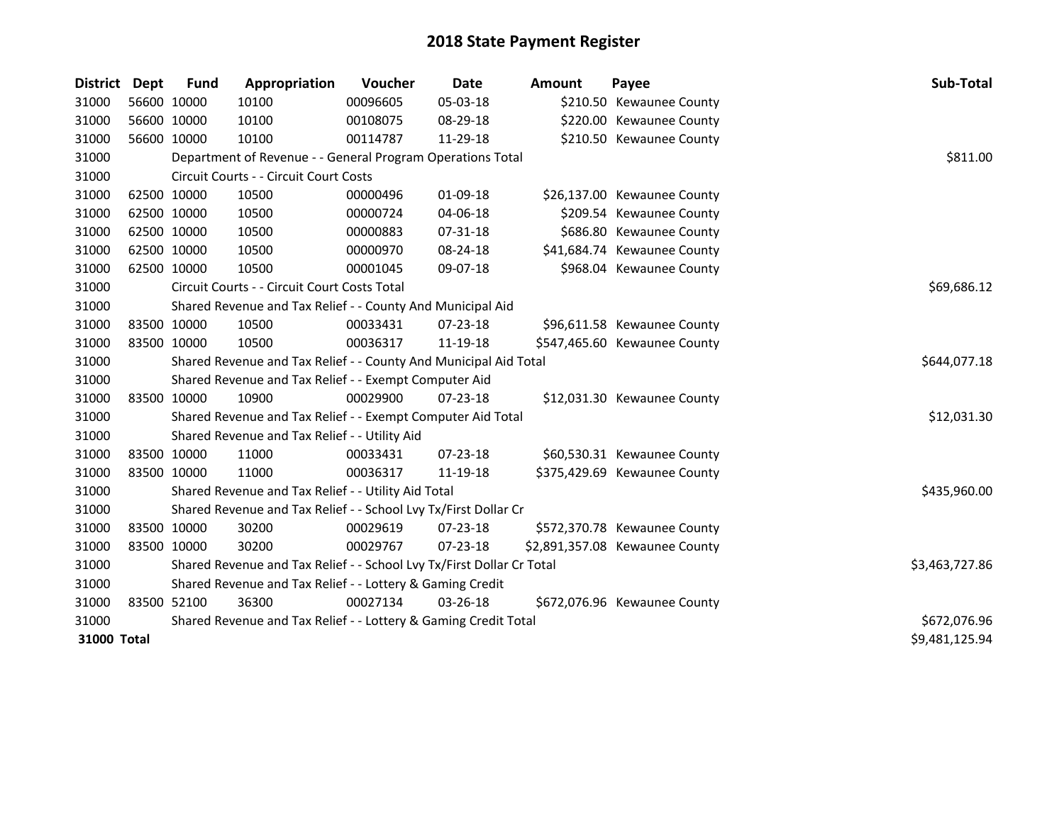# 2018 State Payment Register

| District | Dept | Fund | Appropriation | Voucher | Date | Amount | Payee | Sub-Total |
|---|---|---|---|---|---|---|---|---|
| 31000 | 56600 | 10000 | 10100 | 00096605 | 05-03-18 | $210.50 | Kewaunee County | |
| 31000 | 56600 | 10000 | 10100 | 00108075 | 08-29-18 | $220.00 | Kewaunee County | |
| 31000 | 56600 | 10000 | 10100 | 00114787 | 11-29-18 | $210.50 | Kewaunee County | |
| 31000 | | | Department of Revenue - - General Program Operations Total | | | | | $811.00 |
| 31000 | | | Circuit Courts - - Circuit Court Costs | | | | | |
| 31000 | 62500 | 10000 | 10500 | 00000496 | 01-09-18 | $26,137.00 | Kewaunee County | |
| 31000 | 62500 | 10000 | 10500 | 00000724 | 04-06-18 | $209.54 | Kewaunee County | |
| 31000 | 62500 | 10000 | 10500 | 00000883 | 07-31-18 | $686.80 | Kewaunee County | |
| 31000 | 62500 | 10000 | 10500 | 00000970 | 08-24-18 | $41,684.74 | Kewaunee County | |
| 31000 | 62500 | 10000 | 10500 | 00001045 | 09-07-18 | $968.04 | Kewaunee County | |
| 31000 | | | Circuit Courts - - Circuit Court Costs Total | | | | | $69,686.12 |
| 31000 | | | Shared Revenue and Tax Relief - - County And Municipal Aid | | | | | |
| 31000 | 83500 | 10000 | 10500 | 00033431 | 07-23-18 | $96,611.58 | Kewaunee County | |
| 31000 | 83500 | 10000 | 10500 | 00036317 | 11-19-18 | $547,465.60 | Kewaunee County | |
| 31000 | | | Shared Revenue and Tax Relief - - County And Municipal Aid Total | | | | | $644,077.18 |
| 31000 | | | Shared Revenue and Tax Relief - - Exempt Computer Aid | | | | | |
| 31000 | 83500 | 10000 | 10900 | 00029900 | 07-23-18 | $12,031.30 | Kewaunee County | |
| 31000 | | | Shared Revenue and Tax Relief - - Exempt Computer Aid Total | | | | | $12,031.30 |
| 31000 | | | Shared Revenue and Tax Relief - - Utility Aid | | | | | |
| 31000 | 83500 | 10000 | 11000 | 00033431 | 07-23-18 | $60,530.31 | Kewaunee County | |
| 31000 | 83500 | 10000 | 11000 | 00036317 | 11-19-18 | $375,429.69 | Kewaunee County | |
| 31000 | | | Shared Revenue and Tax Relief - - Utility Aid Total | | | | | $435,960.00 |
| 31000 | | | Shared Revenue and Tax Relief - - School Lvy Tx/First Dollar Cr | | | | | |
| 31000 | 83500 | 10000 | 30200 | 00029619 | 07-23-18 | $572,370.78 | Kewaunee County | |
| 31000 | 83500 | 10000 | 30200 | 00029767 | 07-23-18 | $2,891,357.08 | Kewaunee County | |
| 31000 | | | Shared Revenue and Tax Relief - - School Lvy Tx/First Dollar Cr Total | | | | | $3,463,727.86 |
| 31000 | | | Shared Revenue and Tax Relief - - Lottery & Gaming Credit | | | | | |
| 31000 | 83500 | 52100 | 36300 | 00027134 | 03-26-18 | $672,076.96 | Kewaunee County | |
| 31000 | | | Shared Revenue and Tax Relief - - Lottery & Gaming Credit Total | | | | | $672,076.96 |
| **31000 Total** | | | | | | | | $9,481,125.94 |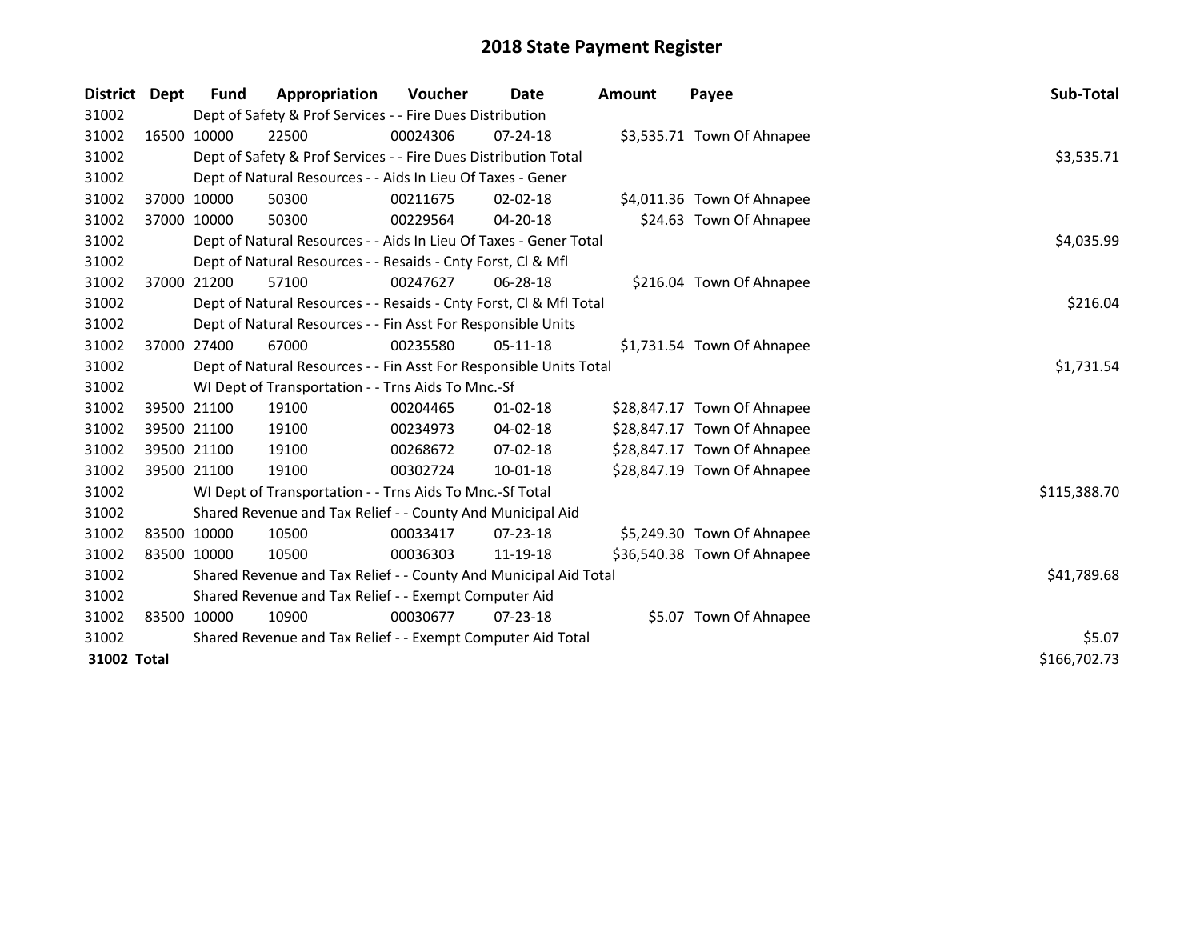# 2018 State Payment Register

| District | Dept | Fund | Appropriation | Voucher | Date | Amount | Payee | Sub-Total |
|---|---|---|---|---|---|---|---|---|
| 31002 | | Dept of Safety & Prof Services - - Fire Dues Distribution | | | | | | |
| 31002 | 16500 | 10000 | 22500 | 00024306 | 07-24-18 | $3,535.71 | Town Of Ahnapee | |
| 31002 | | Dept of Safety & Prof Services - - Fire Dues Distribution Total | | | | | | $3,535.71 |
| 31002 | | Dept of Natural Resources - - Aids In Lieu Of Taxes - Gener | | | | | | |
| 31002 | 37000 | 10000 | 50300 | 00211675 | 02-02-18 | $4,011.36 | Town Of Ahnapee | |
| 31002 | 37000 | 10000 | 50300 | 00229564 | 04-20-18 | $24.63 | Town Of Ahnapee | |
| 31002 | | Dept of Natural Resources - - Aids In Lieu Of Taxes - Gener Total | | | | | | $4,035.99 |
| 31002 | | Dept of Natural Resources - - Resaids - Cnty Forst, Cl & Mfl | | | | | | |
| 31002 | 37000 | 21200 | 57100 | 00247627 | 06-28-18 | $216.04 | Town Of Ahnapee | |
| 31002 | | Dept of Natural Resources - - Resaids - Cnty Forst, Cl & Mfl Total | | | | | | $216.04 |
| 31002 | | Dept of Natural Resources - - Fin Asst For Responsible Units | | | | | | |
| 31002 | 37000 | 27400 | 67000 | 00235580 | 05-11-18 | $1,731.54 | Town Of Ahnapee | |
| 31002 | | Dept of Natural Resources - - Fin Asst For Responsible Units Total | | | | | | $1,731.54 |
| 31002 | | WI Dept of Transportation - - Trns Aids To Mnc.-Sf | | | | | | |
| 31002 | 39500 | 21100 | 19100 | 00204465 | 01-02-18 | $28,847.17 | Town Of Ahnapee | |
| 31002 | 39500 | 21100 | 19100 | 00234973 | 04-02-18 | $28,847.17 | Town Of Ahnapee | |
| 31002 | 39500 | 21100 | 19100 | 00268672 | 07-02-18 | $28,847.17 | Town Of Ahnapee | |
| 31002 | 39500 | 21100 | 19100 | 00302724 | 10-01-18 | $28,847.19 | Town Of Ahnapee | |
| 31002 | | WI Dept of Transportation - - Trns Aids To Mnc.-Sf Total | | | | | | $115,388.70 |
| 31002 | | Shared Revenue and Tax Relief - - County And Municipal Aid | | | | | | |
| 31002 | 83500 | 10000 | 10500 | 00033417 | 07-23-18 | $5,249.30 | Town Of Ahnapee | |
| 31002 | 83500 | 10000 | 10500 | 00036303 | 11-19-18 | $36,540.38 | Town Of Ahnapee | |
| 31002 | | Shared Revenue and Tax Relief - - County And Municipal Aid Total | | | | | | $41,789.68 |
| 31002 | | Shared Revenue and Tax Relief - - Exempt Computer Aid | | | | | | |
| 31002 | 83500 | 10000 | 10900 | 00030677 | 07-23-18 | $5.07 | Town Of Ahnapee | |
| 31002 | | Shared Revenue and Tax Relief - - Exempt Computer Aid Total | | | | | | $5.07 |
| **31002 Total** | | | | | | | | $166,702.73 |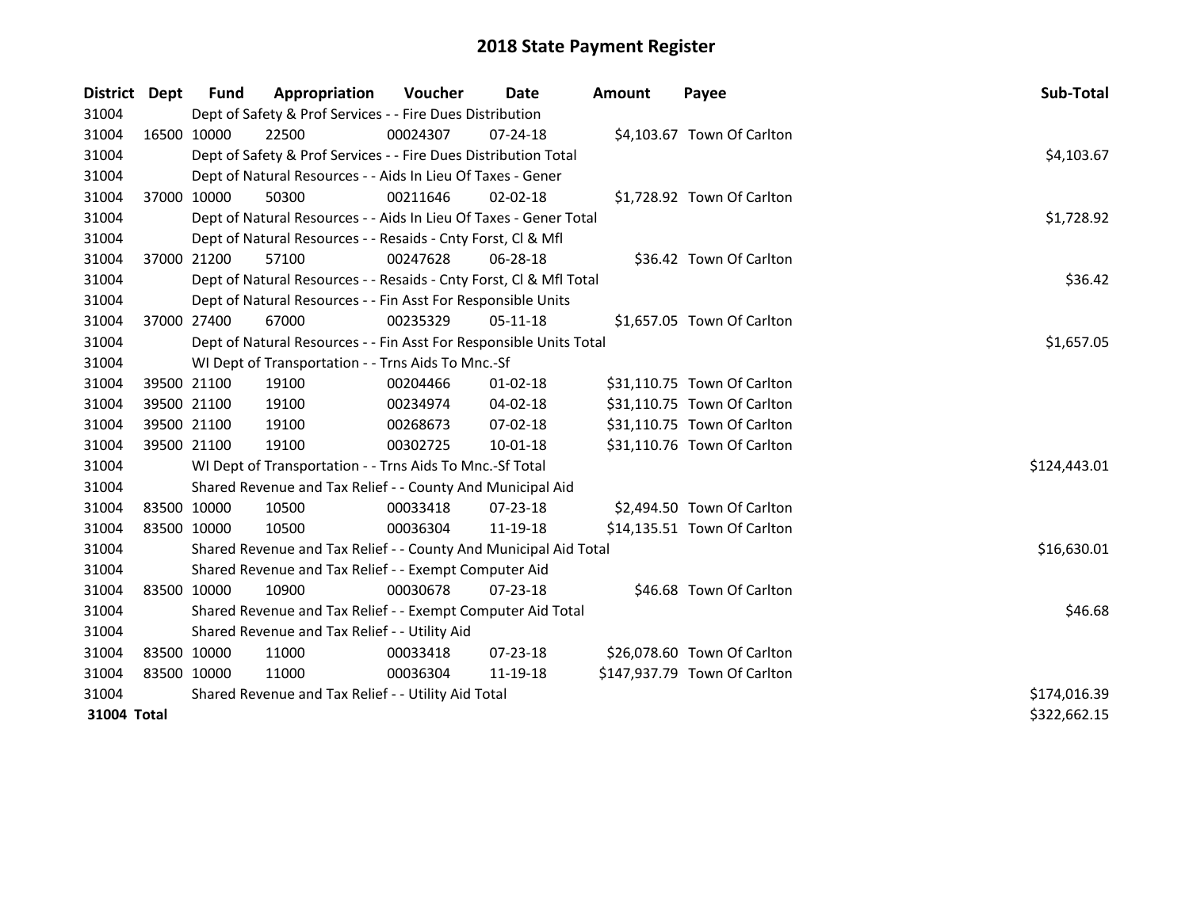# 2018 State Payment Register

| District | Dept | Fund | Appropriation | Voucher | Date | Amount | Payee | Sub-Total |
|---|---|---|---|---|---|---|---|---|
| 31004 | | Dept of Safety & Prof Services - - Fire Dues Distribution | | | | | | |
| 31004 | 16500 | 10000 | 22500 | 00024307 | 07-24-18 | $4,103.67 | Town Of Carlton | |
| 31004 | | Dept of Safety & Prof Services - - Fire Dues Distribution Total | | | | | | $4,103.67 |
| 31004 | | Dept of Natural Resources - - Aids In Lieu Of Taxes - Gener | | | | | | |
| 31004 | 37000 | 10000 | 50300 | 00211646 | 02-02-18 | $1,728.92 | Town Of Carlton | |
| 31004 | | Dept of Natural Resources - - Aids In Lieu Of Taxes - Gener Total | | | | | | $1,728.92 |
| 31004 | | Dept of Natural Resources - - Resaids - Cnty Forst, Cl & Mfl | | | | | | |
| 31004 | 37000 | 21200 | 57100 | 00247628 | 06-28-18 | $36.42 | Town Of Carlton | |
| 31004 | | Dept of Natural Resources - - Resaids - Cnty Forst, Cl & Mfl Total | | | | | | $36.42 |
| 31004 | | Dept of Natural Resources - - Fin Asst For Responsible Units | | | | | | |
| 31004 | 37000 | 27400 | 67000 | 00235329 | 05-11-18 | $1,657.05 | Town Of Carlton | |
| 31004 | | Dept of Natural Resources - - Fin Asst For Responsible Units Total | | | | | | $1,657.05 |
| 31004 | | WI Dept of Transportation - - Trns Aids To Mnc.-Sf | | | | | | |
| 31004 | 39500 | 21100 | 19100 | 00204466 | 01-02-18 | $31,110.75 | Town Of Carlton | |
| 31004 | 39500 | 21100 | 19100 | 00234974 | 04-02-18 | $31,110.75 | Town Of Carlton | |
| 31004 | 39500 | 21100 | 19100 | 00268673 | 07-02-18 | $31,110.75 | Town Of Carlton | |
| 31004 | 39500 | 21100 | 19100 | 00302725 | 10-01-18 | $31,110.76 | Town Of Carlton | |
| 31004 | | WI Dept of Transportation - - Trns Aids To Mnc.-Sf Total | | | | | | $124,443.01 |
| 31004 | | Shared Revenue and Tax Relief - - County And Municipal Aid | | | | | | |
| 31004 | 83500 | 10000 | 10500 | 00033418 | 07-23-18 | $2,494.50 | Town Of Carlton | |
| 31004 | 83500 | 10000 | 10500 | 00036304 | 11-19-18 | $14,135.51 | Town Of Carlton | |
| 31004 | | Shared Revenue and Tax Relief - - County And Municipal Aid Total | | | | | | $16,630.01 |
| 31004 | | Shared Revenue and Tax Relief - - Exempt Computer Aid | | | | | | |
| 31004 | 83500 | 10000 | 10900 | 00030678 | 07-23-18 | $46.68 | Town Of Carlton | |
| 31004 | | Shared Revenue and Tax Relief - - Exempt Computer Aid Total | | | | | | $46.68 |
| 31004 | | Shared Revenue and Tax Relief - - Utility Aid | | | | | | |
| 31004 | 83500 | 10000 | 11000 | 00033418 | 07-23-18 | $26,078.60 | Town Of Carlton | |
| 31004 | 83500 | 10000 | 11000 | 00036304 | 11-19-18 | $147,937.79 | Town Of Carlton | |
| 31004 | | Shared Revenue and Tax Relief - - Utility Aid Total | | | | | | $174,016.39 |
| **31004 Total** | | | | | | | | $322,662.15 |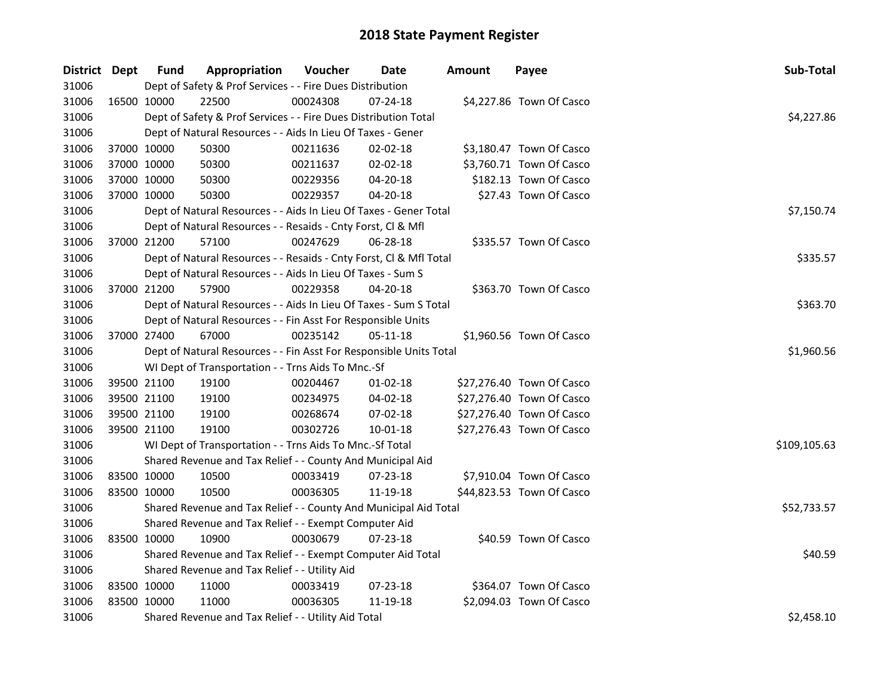# 2018 State Payment Register

| District | Dept | Fund | Appropriation | Voucher | Date | Amount | Payee | Sub-Total |
|---|---|---|---|---|---|---|---|---|
| 31006 | | Dept of Safety & Prof Services - - Fire Dues Distribution | | | | | | |
| 31006 | 16500 | 10000 | 22500 | 00024308 | 07-24-18 | $4,227.86 | Town Of Casco | |
| 31006 | | Dept of Safety & Prof Services - - Fire Dues Distribution Total | | | | | | $4,227.86 |
| 31006 | | Dept of Natural Resources - - Aids In Lieu Of Taxes - Gener | | | | | | |
| 31006 | 37000 | 10000 | 50300 | 00211636 | 02-02-18 | $3,180.47 | Town Of Casco | |
| 31006 | 37000 | 10000 | 50300 | 00211637 | 02-02-18 | $3,760.71 | Town Of Casco | |
| 31006 | 37000 | 10000 | 50300 | 00229356 | 04-20-18 | $182.13 | Town Of Casco | |
| 31006 | 37000 | 10000 | 50300 | 00229357 | 04-20-18 | $27.43 | Town Of Casco | |
| 31006 | | Dept of Natural Resources - - Aids In Lieu Of Taxes - Gener Total | | | | | | $7,150.74 |
| 31006 | | Dept of Natural Resources - - Resaids - Cnty Forst, Cl & Mfl | | | | | | |
| 31006 | 37000 | 21200 | 57100 | 00247629 | 06-28-18 | $335.57 | Town Of Casco | |
| 31006 | | Dept of Natural Resources - - Resaids - Cnty Forst, Cl & Mfl Total | | | | | | $335.57 |
| 31006 | | Dept of Natural Resources - - Aids In Lieu Of Taxes - Sum S | | | | | | |
| 31006 | 37000 | 21200 | 57900 | 00229358 | 04-20-18 | $363.70 | Town Of Casco | |
| 31006 | | Dept of Natural Resources - - Aids In Lieu Of Taxes - Sum S Total | | | | | | $363.70 |
| 31006 | | Dept of Natural Resources - - Fin Asst For Responsible Units | | | | | | |
| 31006 | 37000 | 27400 | 67000 | 00235142 | 05-11-18 | $1,960.56 | Town Of Casco | |
| 31006 | | Dept of Natural Resources - - Fin Asst For Responsible Units Total | | | | | | $1,960.56 |
| 31006 | | WI Dept of Transportation - - Trns Aids To Mnc.-Sf | | | | | | |
| 31006 | 39500 | 21100 | 19100 | 00204467 | 01-02-18 | $27,276.40 | Town Of Casco | |
| 31006 | 39500 | 21100 | 19100 | 00234975 | 04-02-18 | $27,276.40 | Town Of Casco | |
| 31006 | 39500 | 21100 | 19100 | 00268674 | 07-02-18 | $27,276.40 | Town Of Casco | |
| 31006 | 39500 | 21100 | 19100 | 00302726 | 10-01-18 | $27,276.43 | Town Of Casco | |
| 31006 | | WI Dept of Transportation - - Trns Aids To Mnc.-Sf Total | | | | | | $109,105.63 |
| 31006 | | Shared Revenue and Tax Relief - - County And Municipal Aid | | | | | | |
| 31006 | 83500 | 10000 | 10500 | 00033419 | 07-23-18 | $7,910.04 | Town Of Casco | |
| 31006 | 83500 | 10000 | 10500 | 00036305 | 11-19-18 | $44,823.53 | Town Of Casco | |
| 31006 | | Shared Revenue and Tax Relief - - County And Municipal Aid Total | | | | | | $52,733.57 |
| 31006 | | Shared Revenue and Tax Relief - - Exempt Computer Aid | | | | | | |
| 31006 | 83500 | 10000 | 10900 | 00030679 | 07-23-18 | $40.59 | Town Of Casco | |
| 31006 | | Shared Revenue and Tax Relief - - Exempt Computer Aid Total | | | | | | $40.59 |
| 31006 | | Shared Revenue and Tax Relief - - Utility Aid | | | | | | |
| 31006 | 83500 | 10000 | 11000 | 00033419 | 07-23-18 | $364.07 | Town Of Casco | |
| 31006 | 83500 | 10000 | 11000 | 00036305 | 11-19-18 | $2,094.03 | Town Of Casco | |
| 31006 | | Shared Revenue and Tax Relief - - Utility Aid Total | | | | | | $2,458.10 |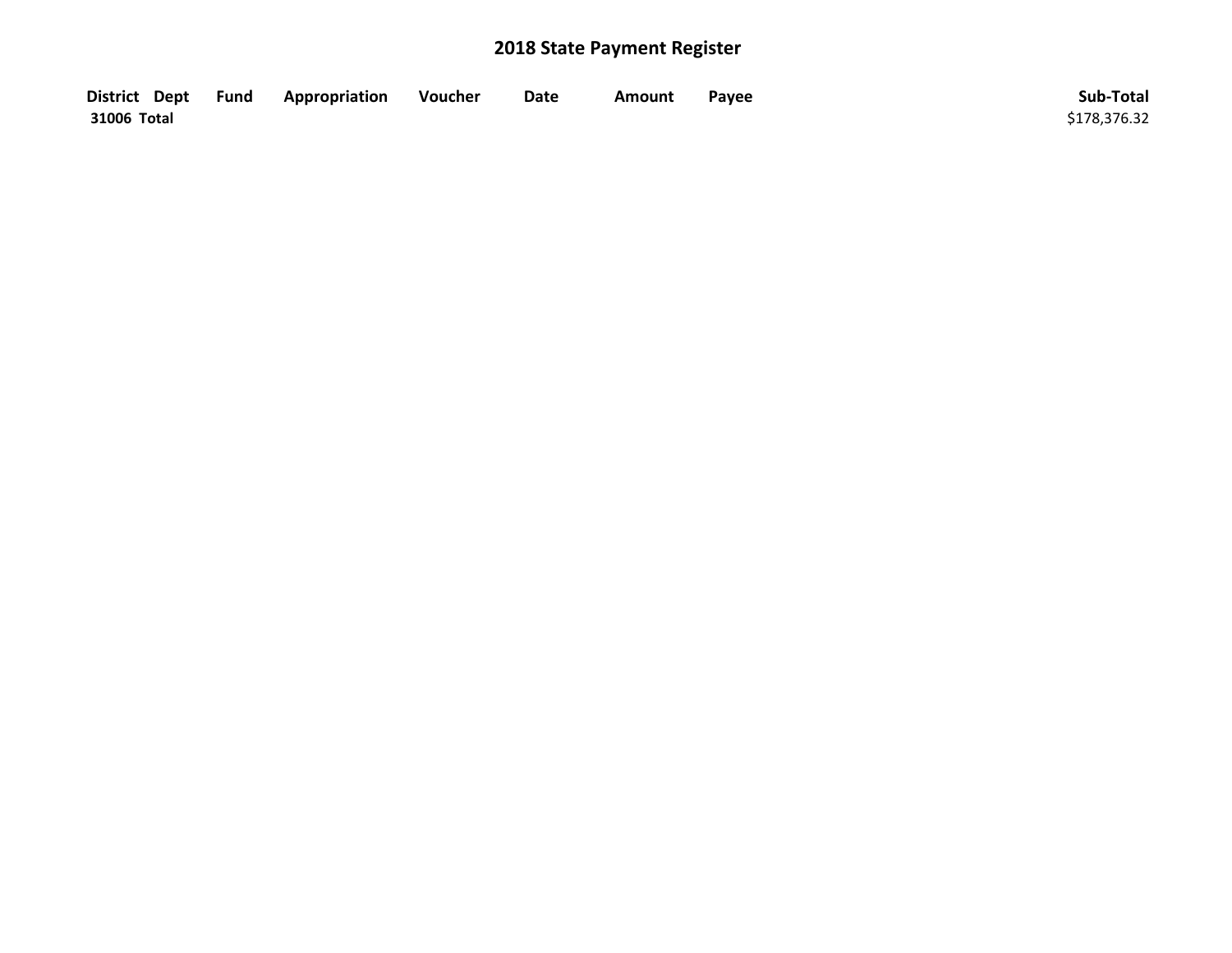# 2018 State Payment Register

| District | Dept | Fund | Appropriation | Voucher | Date | Amount | Payee | Sub-Total |
|---|---|---|---|---|---|---|---|---|
| **31006 Total** | | | | | | | | $178,376.32 |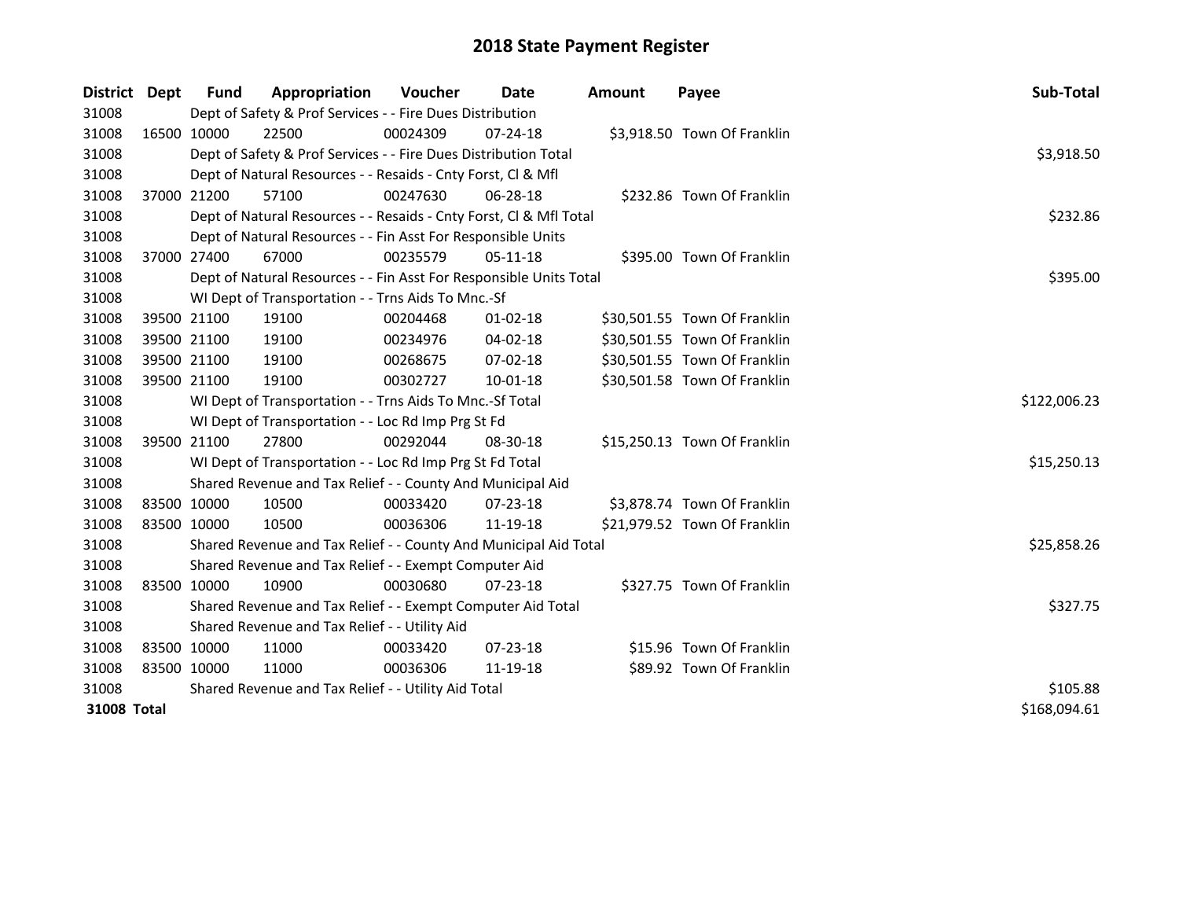# 2018 State Payment Register

| District | Dept | Fund | Appropriation | Voucher | Date | Amount | Payee | Sub-Total |
|---|---|---|---|---|---|---|---|---|
| 31008 | | Dept of Safety & Prof Services - - Fire Dues Distribution | | | | | | |
| 31008 | 16500 | 10000 | 22500 | 00024309 | 07-24-18 | $3,918.50 | Town Of Franklin | |
| 31008 | | Dept of Safety & Prof Services - - Fire Dues Distribution Total | | | | | | $3,918.50 |
| 31008 | | Dept of Natural Resources - - Resaids - Cnty Forst, Cl & Mfl | | | | | | |
| 31008 | 37000 | 21200 | 57100 | 00247630 | 06-28-18 | $232.86 | Town Of Franklin | |
| 31008 | | Dept of Natural Resources - - Resaids - Cnty Forst, Cl & Mfl Total | | | | | | $232.86 |
| 31008 | | Dept of Natural Resources - - Fin Asst For Responsible Units | | | | | | |
| 31008 | 37000 | 27400 | 67000 | 00235579 | 05-11-18 | $395.00 | Town Of Franklin | |
| 31008 | | Dept of Natural Resources - - Fin Asst For Responsible Units Total | | | | | | $395.00 |
| 31008 | | WI Dept of Transportation - - Trns Aids To Mnc.-Sf | | | | | | |
| 31008 | 39500 | 21100 | 19100 | 00204468 | 01-02-18 | $30,501.55 | Town Of Franklin | |
| 31008 | 39500 | 21100 | 19100 | 00234976 | 04-02-18 | $30,501.55 | Town Of Franklin | |
| 31008 | 39500 | 21100 | 19100 | 00268675 | 07-02-18 | $30,501.55 | Town Of Franklin | |
| 31008 | 39500 | 21100 | 19100 | 00302727 | 10-01-18 | $30,501.58 | Town Of Franklin | |
| 31008 | | WI Dept of Transportation - - Trns Aids To Mnc.-Sf Total | | | | | | $122,006.23 |
| 31008 | | WI Dept of Transportation - - Loc Rd Imp Prg St Fd | | | | | | |
| 31008 | 39500 | 21100 | 27800 | 00292044 | 08-30-18 | $15,250.13 | Town Of Franklin | |
| 31008 | | WI Dept of Transportation - - Loc Rd Imp Prg St Fd Total | | | | | | $15,250.13 |
| 31008 | | Shared Revenue and Tax Relief - - County And Municipal Aid | | | | | | |
| 31008 | 83500 | 10000 | 10500 | 00033420 | 07-23-18 | $3,878.74 | Town Of Franklin | |
| 31008 | 83500 | 10000 | 10500 | 00036306 | 11-19-18 | $21,979.52 | Town Of Franklin | |
| 31008 | | Shared Revenue and Tax Relief - - County And Municipal Aid Total | | | | | | $25,858.26 |
| 31008 | | Shared Revenue and Tax Relief - - Exempt Computer Aid | | | | | | |
| 31008 | 83500 | 10000 | 10900 | 00030680 | 07-23-18 | $327.75 | Town Of Franklin | |
| 31008 | | Shared Revenue and Tax Relief - - Exempt Computer Aid Total | | | | | | $327.75 |
| 31008 | | Shared Revenue and Tax Relief - - Utility Aid | | | | | | |
| 31008 | 83500 | 10000 | 11000 | 00033420 | 07-23-18 | $15.96 | Town Of Franklin | |
| 31008 | 83500 | 10000 | 11000 | 00036306 | 11-19-18 | $89.92 | Town Of Franklin | |
| 31008 | | Shared Revenue and Tax Relief - - Utility Aid Total | | | | | | $105.88 |
| **31008 Total** | | | | | | | | $168,094.61 |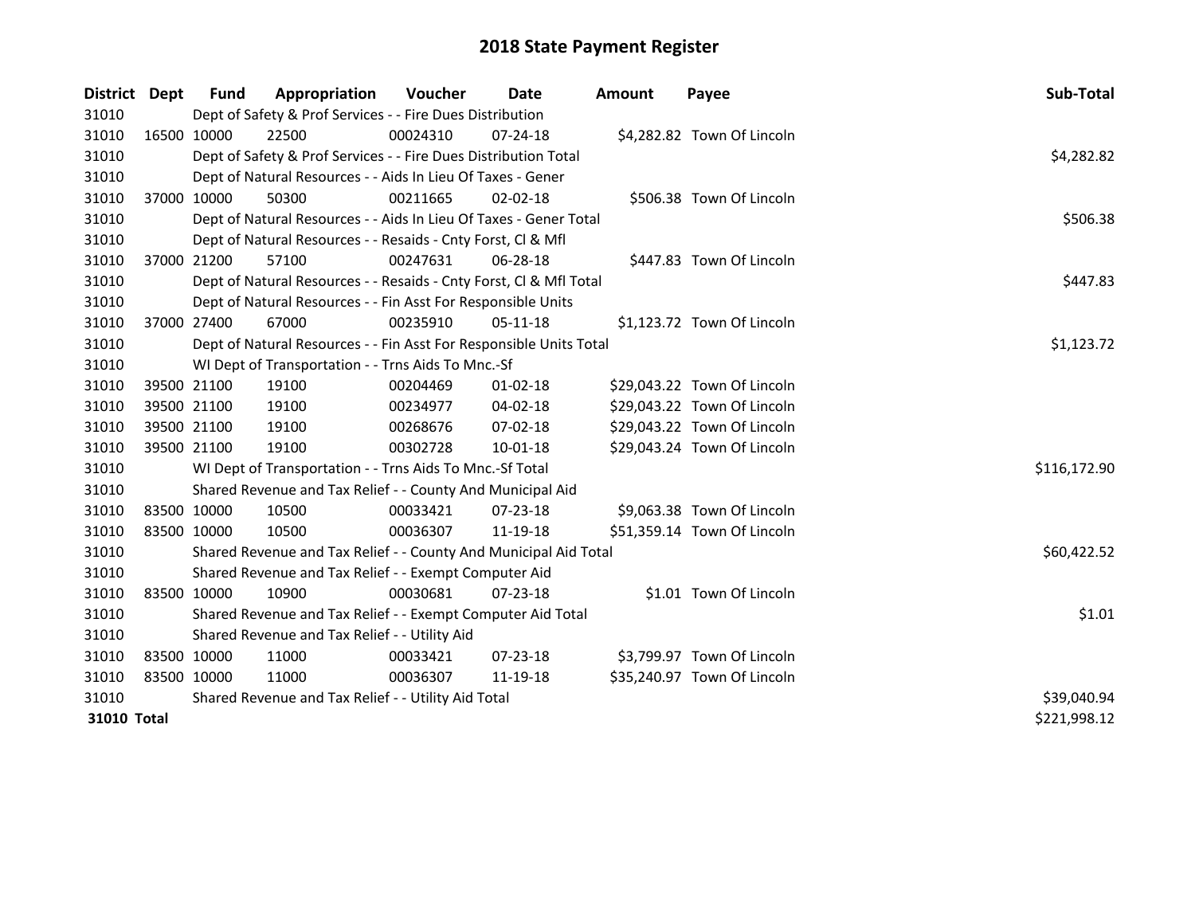# 2018 State Payment Register

| District | Dept | Fund | Appropriation | Voucher | Date | Amount | Payee | Sub-Total |
|---|---|---|---|---|---|---|---|---|
| 31010 | | Dept of Safety & Prof Services - - Fire Dues Distribution | | | | | | |
| 31010 | 16500 | 10000 | 22500 | 00024310 | 07-24-18 | $4,282.82 | Town Of Lincoln | |
| 31010 | | Dept of Safety & Prof Services - - Fire Dues Distribution Total | | | | | | $4,282.82 |
| 31010 | | Dept of Natural Resources - - Aids In Lieu Of Taxes - Gener | | | | | | |
| 31010 | 37000 | 10000 | 50300 | 00211665 | 02-02-18 | $506.38 | Town Of Lincoln | |
| 31010 | | Dept of Natural Resources - - Aids In Lieu Of Taxes - Gener Total | | | | | | $506.38 |
| 31010 | | Dept of Natural Resources - - Resaids - Cnty Forst, Cl & Mfl | | | | | | |
| 31010 | 37000 | 21200 | 57100 | 00247631 | 06-28-18 | $447.83 | Town Of Lincoln | |
| 31010 | | Dept of Natural Resources - - Resaids - Cnty Forst, Cl & Mfl Total | | | | | | $447.83 |
| 31010 | | Dept of Natural Resources - - Fin Asst For Responsible Units | | | | | | |
| 31010 | 37000 | 27400 | 67000 | 00235910 | 05-11-18 | $1,123.72 | Town Of Lincoln | |
| 31010 | | Dept of Natural Resources - - Fin Asst For Responsible Units Total | | | | | | $1,123.72 |
| 31010 | | WI Dept of Transportation - - Trns Aids To Mnc.-Sf | | | | | | |
| 31010 | 39500 | 21100 | 19100 | 00204469 | 01-02-18 | $29,043.22 | Town Of Lincoln | |
| 31010 | 39500 | 21100 | 19100 | 00234977 | 04-02-18 | $29,043.22 | Town Of Lincoln | |
| 31010 | 39500 | 21100 | 19100 | 00268676 | 07-02-18 | $29,043.22 | Town Of Lincoln | |
| 31010 | 39500 | 21100 | 19100 | 00302728 | 10-01-18 | $29,043.24 | Town Of Lincoln | |
| 31010 | | WI Dept of Transportation - - Trns Aids To Mnc.-Sf Total | | | | | | $116,172.90 |
| 31010 | | Shared Revenue and Tax Relief - - County And Municipal Aid | | | | | | |
| 31010 | 83500 | 10000 | 10500 | 00033421 | 07-23-18 | $9,063.38 | Town Of Lincoln | |
| 31010 | 83500 | 10000 | 10500 | 00036307 | 11-19-18 | $51,359.14 | Town Of Lincoln | |
| 31010 | | Shared Revenue and Tax Relief - - County And Municipal Aid Total | | | | | | $60,422.52 |
| 31010 | | Shared Revenue and Tax Relief - - Exempt Computer Aid | | | | | | |
| 31010 | 83500 | 10000 | 10900 | 00030681 | 07-23-18 | $1.01 | Town Of Lincoln | |
| 31010 | | Shared Revenue and Tax Relief - - Exempt Computer Aid Total | | | | | | $1.01 |
| 31010 | | Shared Revenue and Tax Relief - - Utility Aid | | | | | | |
| 31010 | 83500 | 10000 | 11000 | 00033421 | 07-23-18 | $3,799.97 | Town Of Lincoln | |
| 31010 | 83500 | 10000 | 11000 | 00036307 | 11-19-18 | $35,240.97 | Town Of Lincoln | |
| 31010 | | Shared Revenue and Tax Relief - - Utility Aid Total | | | | | | $39,040.94 |
| **31010 Total** | | | | | | | | $221,998.12 |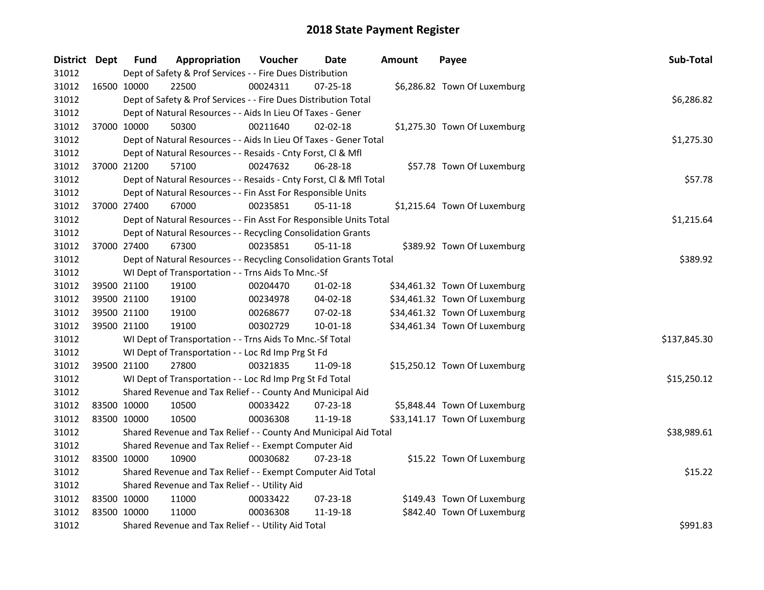# 2018 State Payment Register

| District | Dept | Fund | Appropriation | Voucher | Date | Amount | Payee | Sub-Total |
|---|---|---|---|---|---|---|---|---|
| 31012 | | Dept of Safety & Prof Services - - Fire Dues Distribution | | | | | | |
| 31012 | 16500 | 10000 | 22500 | 00024311 | 07-25-18 | $6,286.82 | Town Of Luxemburg | |
| 31012 | | Dept of Safety & Prof Services - - Fire Dues Distribution Total | | | | | | $6,286.82 |
| 31012 | | Dept of Natural Resources - - Aids In Lieu Of Taxes - Gener | | | | | | |
| 31012 | 37000 | 10000 | 50300 | 00211640 | 02-02-18 | $1,275.30 | Town Of Luxemburg | |
| 31012 | | Dept of Natural Resources - - Aids In Lieu Of Taxes - Gener Total | | | | | | $1,275.30 |
| 31012 | | Dept of Natural Resources - - Resaids - Cnty Forst, Cl & Mfl | | | | | | |
| 31012 | 37000 | 21200 | 57100 | 00247632 | 06-28-18 | $57.78 | Town Of Luxemburg | |
| 31012 | | Dept of Natural Resources - - Resaids - Cnty Forst, Cl & Mfl Total | | | | | | $57.78 |
| 31012 | | Dept of Natural Resources - - Fin Asst For Responsible Units | | | | | | |
| 31012 | 37000 | 27400 | 67000 | 00235851 | 05-11-18 | $1,215.64 | Town Of Luxemburg | |
| 31012 | | Dept of Natural Resources - - Fin Asst For Responsible Units Total | | | | | | $1,215.64 |
| 31012 | | Dept of Natural Resources - - Recycling Consolidation Grants | | | | | | |
| 31012 | 37000 | 27400 | 67300 | 00235851 | 05-11-18 | $389.92 | Town Of Luxemburg | |
| 31012 | | Dept of Natural Resources - - Recycling Consolidation Grants Total | | | | | | $389.92 |
| 31012 | | WI Dept of Transportation - - Trns Aids To Mnc.-Sf | | | | | | |
| 31012 | 39500 | 21100 | 19100 | 00204470 | 01-02-18 | $34,461.32 | Town Of Luxemburg | |
| 31012 | 39500 | 21100 | 19100 | 00234978 | 04-02-18 | $34,461.32 | Town Of Luxemburg | |
| 31012 | 39500 | 21100 | 19100 | 00268677 | 07-02-18 | $34,461.32 | Town Of Luxemburg | |
| 31012 | 39500 | 21100 | 19100 | 00302729 | 10-01-18 | $34,461.34 | Town Of Luxemburg | |
| 31012 | | WI Dept of Transportation - - Trns Aids To Mnc.-Sf Total | | | | | | $137,845.30 |
| 31012 | | WI Dept of Transportation - - Loc Rd Imp Prg St Fd | | | | | | |
| 31012 | 39500 | 21100 | 27800 | 00321835 | 11-09-18 | $15,250.12 | Town Of Luxemburg | |
| 31012 | | WI Dept of Transportation - - Loc Rd Imp Prg St Fd Total | | | | | | $15,250.12 |
| 31012 | | Shared Revenue and Tax Relief - - County And Municipal Aid | | | | | | |
| 31012 | 83500 | 10000 | 10500 | 00033422 | 07-23-18 | $5,848.44 | Town Of Luxemburg | |
| 31012 | 83500 | 10000 | 10500 | 00036308 | 11-19-18 | $33,141.17 | Town Of Luxemburg | |
| 31012 | | Shared Revenue and Tax Relief - - County And Municipal Aid Total | | | | | | $38,989.61 |
| 31012 | | Shared Revenue and Tax Relief - - Exempt Computer Aid | | | | | | |
| 31012 | 83500 | 10000 | 10900 | 00030682 | 07-23-18 | $15.22 | Town Of Luxemburg | |
| 31012 | | Shared Revenue and Tax Relief - - Exempt Computer Aid Total | | | | | | $15.22 |
| 31012 | | Shared Revenue and Tax Relief - - Utility Aid | | | | | | |
| 31012 | 83500 | 10000 | 11000 | 00033422 | 07-23-18 | $149.43 | Town Of Luxemburg | |
| 31012 | 83500 | 10000 | 11000 | 00036308 | 11-19-18 | $842.40 | Town Of Luxemburg | |
| 31012 | | Shared Revenue and Tax Relief - - Utility Aid Total | | | | | | $991.83 |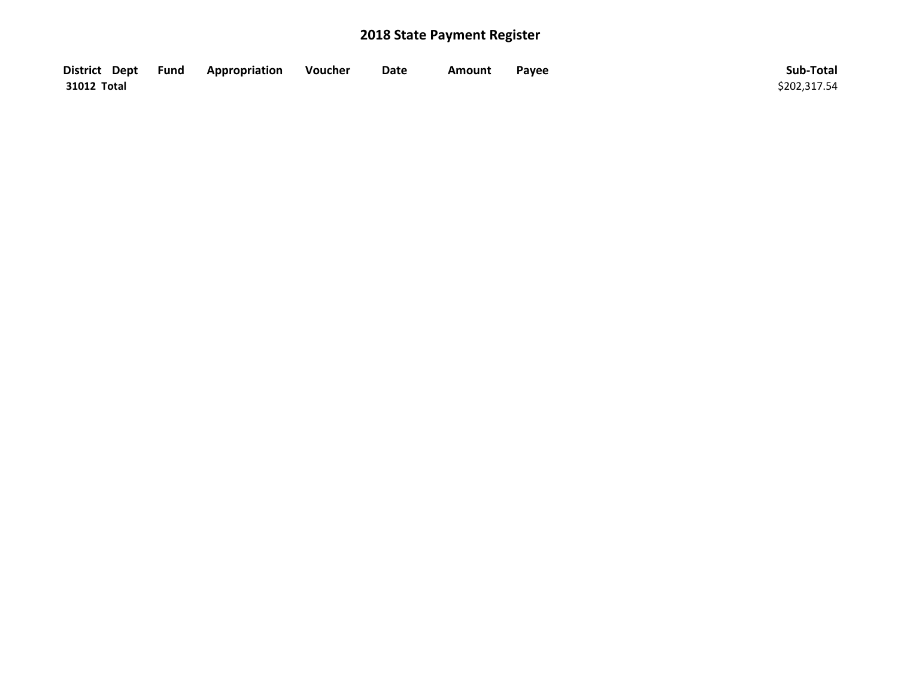# 2018 State Payment Register

| District | Dept | Fund | Appropriation | Voucher | Date | Amount | Payee | Sub-Total |
|---|---|---|---|---|---|---|---|---|
| 31012 Total | | | | | | | | $202,317.54 |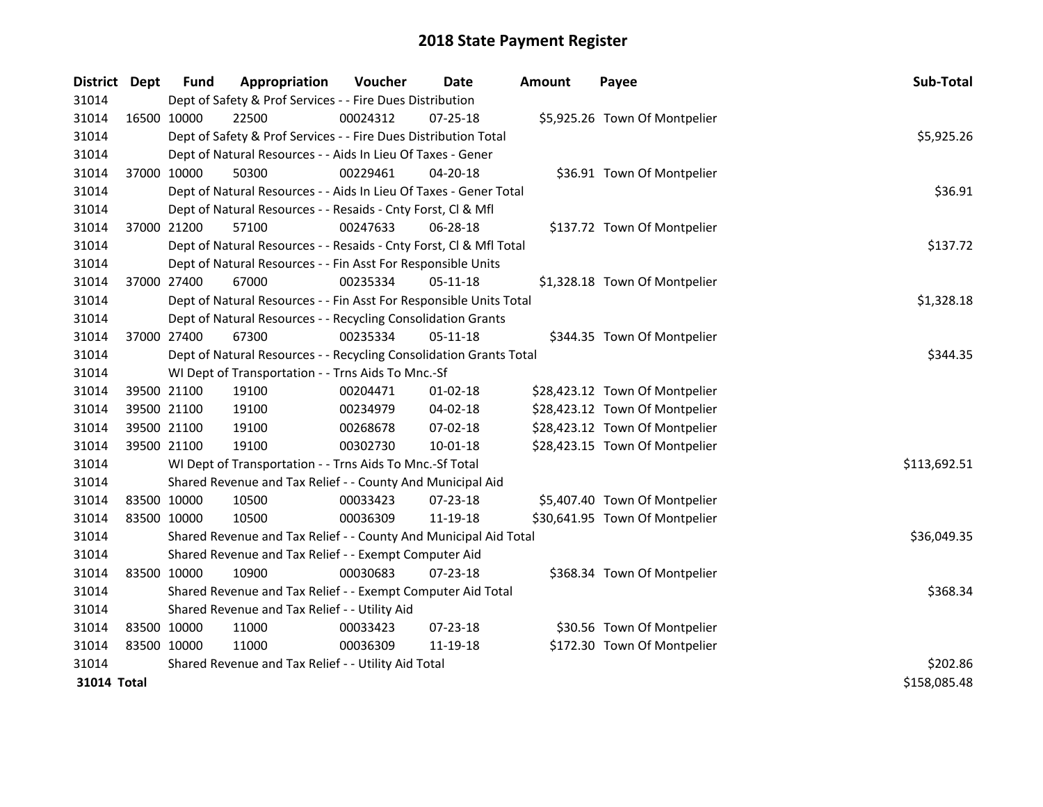# 2018 State Payment Register

| District | Dept | Fund | Appropriation | Voucher | Date | Amount | Payee | Sub-Total |
|---|---|---|---|---|---|---|---|---|
| 31014 | | Dept of Safety & Prof Services - - Fire Dues Distribution | | | | | | |
| 31014 | 16500 | 10000 | 22500 | 00024312 | 07-25-18 | $5,925.26 | Town Of Montpelier | |
| 31014 | | Dept of Safety & Prof Services - - Fire Dues Distribution Total | | | | | | $5,925.26 |
| 31014 | | Dept of Natural Resources - - Aids In Lieu Of Taxes - Gener | | | | | | |
| 31014 | 37000 | 10000 | 50300 | 00229461 | 04-20-18 | $36.91 | Town Of Montpelier | |
| 31014 | | Dept of Natural Resources - - Aids In Lieu Of Taxes - Gener Total | | | | | | $36.91 |
| 31014 | | Dept of Natural Resources - - Resaids - Cnty Forst, Cl & Mfl | | | | | | |
| 31014 | 37000 | 21200 | 57100 | 00247633 | 06-28-18 | $137.72 | Town Of Montpelier | |
| 31014 | | Dept of Natural Resources - - Resaids - Cnty Forst, Cl & Mfl Total | | | | | | $137.72 |
| 31014 | | Dept of Natural Resources - - Fin Asst For Responsible Units | | | | | | |
| 31014 | 37000 | 27400 | 67000 | 00235334 | 05-11-18 | $1,328.18 | Town Of Montpelier | |
| 31014 | | Dept of Natural Resources - - Fin Asst For Responsible Units Total | | | | | | $1,328.18 |
| 31014 | | Dept of Natural Resources - - Recycling Consolidation Grants | | | | | | |
| 31014 | 37000 | 27400 | 67300 | 00235334 | 05-11-18 | $344.35 | Town Of Montpelier | |
| 31014 | | Dept of Natural Resources - - Recycling Consolidation Grants Total | | | | | | $344.35 |
| 31014 | | WI Dept of Transportation - - Trns Aids To Mnc.-Sf | | | | | | |
| 31014 | 39500 | 21100 | 19100 | 00204471 | 01-02-18 | $28,423.12 | Town Of Montpelier | |
| 31014 | 39500 | 21100 | 19100 | 00234979 | 04-02-18 | $28,423.12 | Town Of Montpelier | |
| 31014 | 39500 | 21100 | 19100 | 00268678 | 07-02-18 | $28,423.12 | Town Of Montpelier | |
| 31014 | 39500 | 21100 | 19100 | 00302730 | 10-01-18 | $28,423.15 | Town Of Montpelier | |
| 31014 | | WI Dept of Transportation - - Trns Aids To Mnc.-Sf Total | | | | | | $113,692.51 |
| 31014 | | Shared Revenue and Tax Relief - - County And Municipal Aid | | | | | | |
| 31014 | 83500 | 10000 | 10500 | 00033423 | 07-23-18 | $5,407.40 | Town Of Montpelier | |
| 31014 | 83500 | 10000 | 10500 | 00036309 | 11-19-18 | $30,641.95 | Town Of Montpelier | |
| 31014 | | Shared Revenue and Tax Relief - - County And Municipal Aid Total | | | | | | $36,049.35 |
| 31014 | | Shared Revenue and Tax Relief - - Exempt Computer Aid | | | | | | |
| 31014 | 83500 | 10000 | 10900 | 00030683 | 07-23-18 | $368.34 | Town Of Montpelier | |
| 31014 | | Shared Revenue and Tax Relief - - Exempt Computer Aid Total | | | | | | $368.34 |
| 31014 | | Shared Revenue and Tax Relief - - Utility Aid | | | | | | |
| 31014 | 83500 | 10000 | 11000 | 00033423 | 07-23-18 | $30.56 | Town Of Montpelier | |
| 31014 | 83500 | 10000 | 11000 | 00036309 | 11-19-18 | $172.30 | Town Of Montpelier | |
| 31014 | | Shared Revenue and Tax Relief - - Utility Aid Total | | | | | | $202.86 |
| **31014 Total** | | | | | | | | $158,085.48 |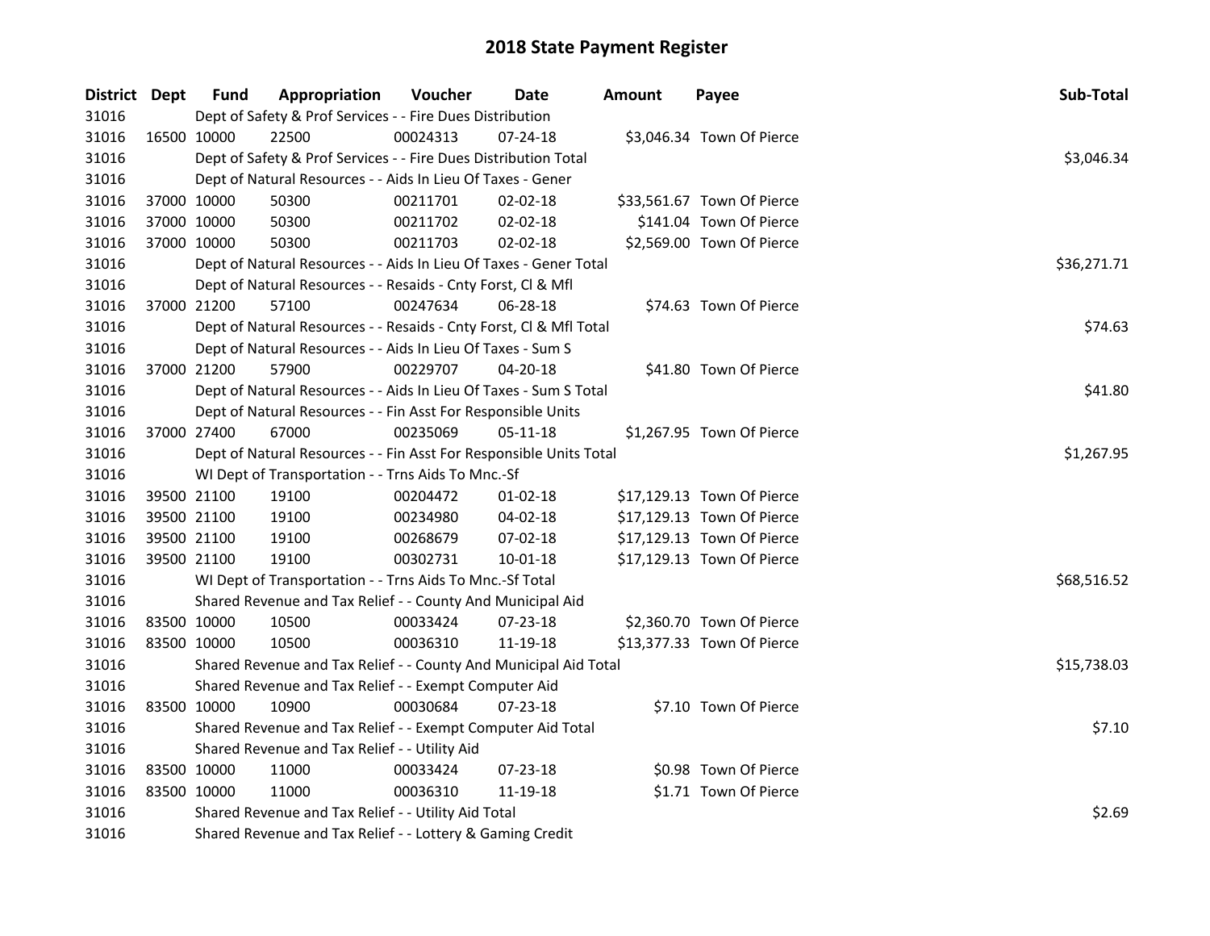# 2018 State Payment Register

| District | Dept | Fund | Appropriation | Voucher | Date | Amount | Payee | Sub-Total |
|---|---|---|---|---|---|---|---|---|
| 31016 | | Dept of Safety & Prof Services - - Fire Dues Distribution | | | | | | |
| 31016 | 16500 | 10000 | 22500 | 00024313 | 07-24-18 | $3,046.34 | Town Of Pierce | |
| 31016 | | Dept of Safety & Prof Services - - Fire Dues Distribution Total | | | | | | $3,046.34 |
| 31016 | | Dept of Natural Resources - - Aids In Lieu Of Taxes - Gener | | | | | | |
| 31016 | 37000 | 10000 | 50300 | 00211701 | 02-02-18 | $33,561.67 | Town Of Pierce | |
| 31016 | 37000 | 10000 | 50300 | 00211702 | 02-02-18 | $141.04 | Town Of Pierce | |
| 31016 | 37000 | 10000 | 50300 | 00211703 | 02-02-18 | $2,569.00 | Town Of Pierce | |
| 31016 | | Dept of Natural Resources - - Aids In Lieu Of Taxes - Gener Total | | | | | | $36,271.71 |
| 31016 | | Dept of Natural Resources - - Resaids - Cnty Forst, Cl & Mfl | | | | | | |
| 31016 | 37000 | 21200 | 57100 | 00247634 | 06-28-18 | $74.63 | Town Of Pierce | |
| 31016 | | Dept of Natural Resources - - Resaids - Cnty Forst, Cl & Mfl Total | | | | | | $74.63 |
| 31016 | | Dept of Natural Resources - - Aids In Lieu Of Taxes - Sum S | | | | | | |
| 31016 | 37000 | 21200 | 57900 | 00229707 | 04-20-18 | $41.80 | Town Of Pierce | |
| 31016 | | Dept of Natural Resources - - Aids In Lieu Of Taxes - Sum S Total | | | | | | $41.80 |
| 31016 | | Dept of Natural Resources - - Fin Asst For Responsible Units | | | | | | |
| 31016 | 37000 | 27400 | 67000 | 00235069 | 05-11-18 | $1,267.95 | Town Of Pierce | |
| 31016 | | Dept of Natural Resources - - Fin Asst For Responsible Units Total | | | | | | $1,267.95 |
| 31016 | | WI Dept of Transportation - - Trns Aids To Mnc.-Sf | | | | | | |
| 31016 | 39500 | 21100 | 19100 | 00204472 | 01-02-18 | $17,129.13 | Town Of Pierce | |
| 31016 | 39500 | 21100 | 19100 | 00234980 | 04-02-18 | $17,129.13 | Town Of Pierce | |
| 31016 | 39500 | 21100 | 19100 | 00268679 | 07-02-18 | $17,129.13 | Town Of Pierce | |
| 31016 | 39500 | 21100 | 19100 | 00302731 | 10-01-18 | $17,129.13 | Town Of Pierce | |
| 31016 | | WI Dept of Transportation - - Trns Aids To Mnc.-Sf Total | | | | | | $68,516.52 |
| 31016 | | Shared Revenue and Tax Relief - - County And Municipal Aid | | | | | | |
| 31016 | 83500 | 10000 | 10500 | 00033424 | 07-23-18 | $2,360.70 | Town Of Pierce | |
| 31016 | 83500 | 10000 | 10500 | 00036310 | 11-19-18 | $13,377.33 | Town Of Pierce | |
| 31016 | | Shared Revenue and Tax Relief - - County And Municipal Aid Total | | | | | | $15,738.03 |
| 31016 | | Shared Revenue and Tax Relief - - Exempt Computer Aid | | | | | | |
| 31016 | 83500 | 10000 | 10900 | 00030684 | 07-23-18 | $7.10 | Town Of Pierce | |
| 31016 | | Shared Revenue and Tax Relief - - Exempt Computer Aid Total | | | | | | $7.10 |
| 31016 | | Shared Revenue and Tax Relief - - Utility Aid | | | | | | |
| 31016 | 83500 | 10000 | 11000 | 00033424 | 07-23-18 | $0.98 | Town Of Pierce | |
| 31016 | 83500 | 10000 | 11000 | 00036310 | 11-19-18 | $1.71 | Town Of Pierce | |
| 31016 | | Shared Revenue and Tax Relief - - Utility Aid Total | | | | | | $2.69 |
| 31016 | | Shared Revenue and Tax Relief - - Lottery & Gaming Credit | | | | | | |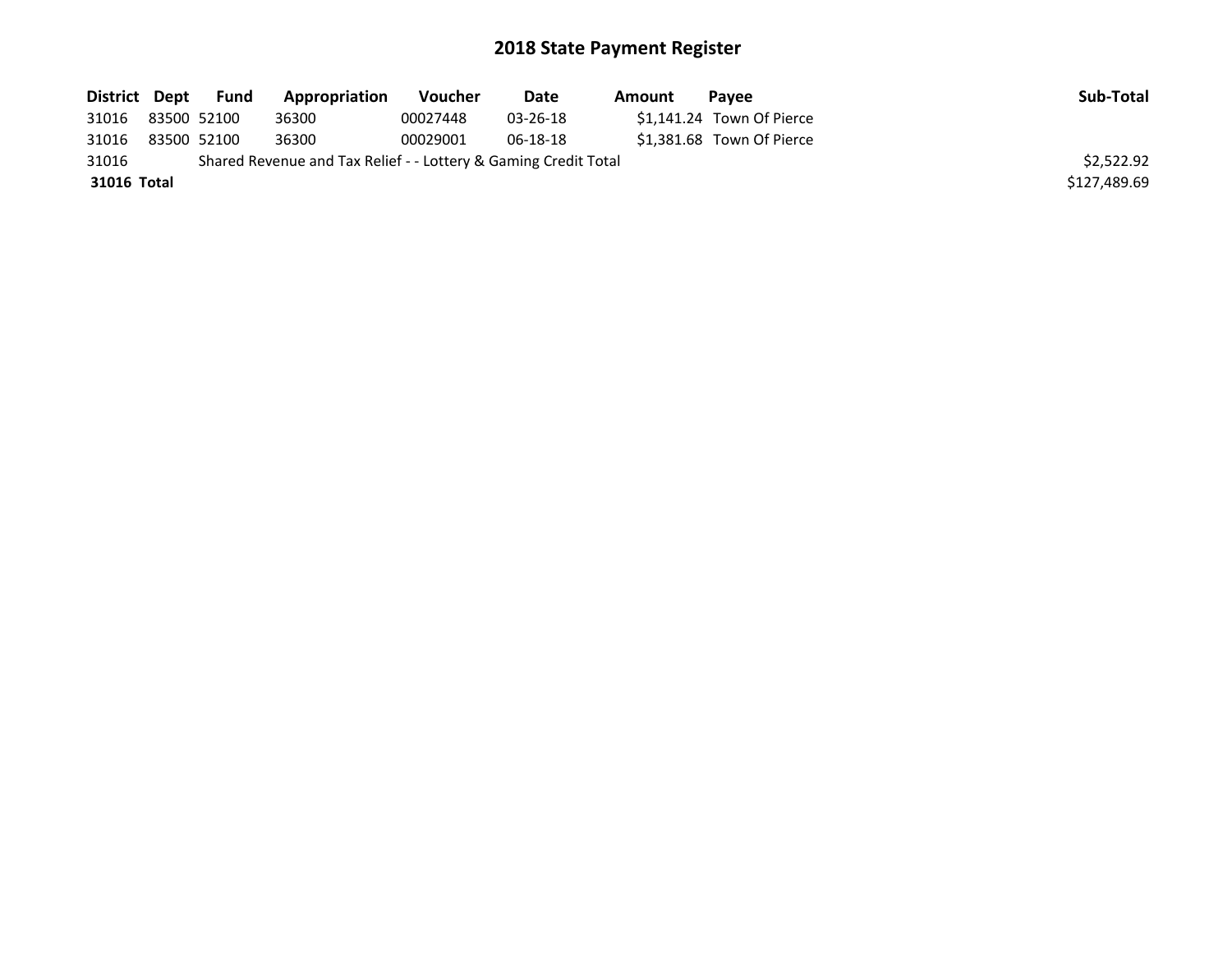# 2018 State Payment Register

| District | Dept | Fund | Appropriation | Voucher | Date | Amount | Payee | Sub-Total |
|---|---|---|---|---|---|---|---|---|
| 31016 | 83500 | 52100 | 36300 | 00027448 | 03-26-18 | $1,141.24 | Town Of Pierce | |
| 31016 | 83500 | 52100 | 36300 | 00029001 | 06-18-18 | $1,381.68 | Town Of Pierce | |
| 31016 | | Shared Revenue and Tax Relief - - Lottery & Gaming Credit Total | | | | | | $2,522.92 |
| **31016 Total** | | | | | | | | $127,489.69 |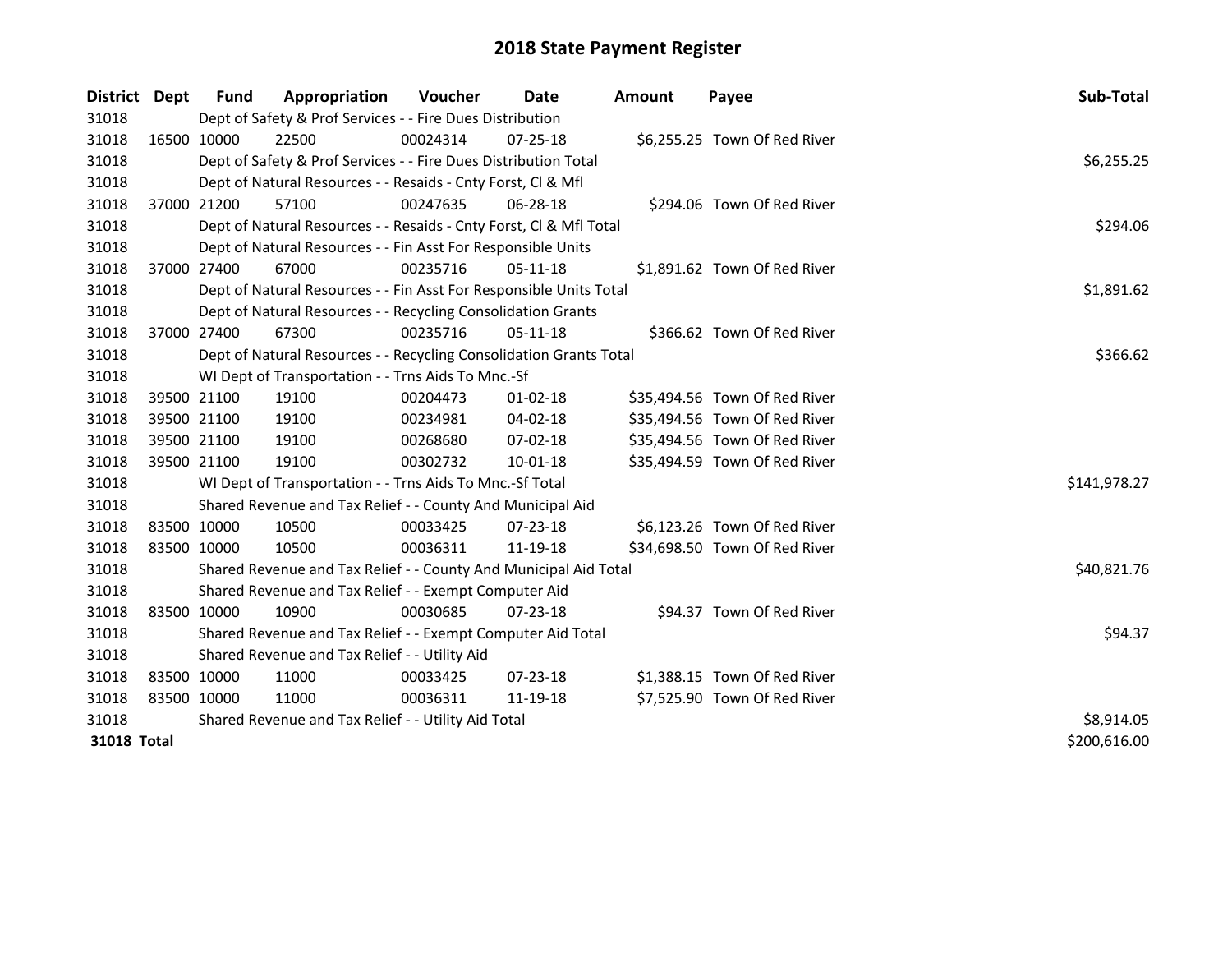# 2018 State Payment Register

| District | Dept | Fund | Appropriation | Voucher | Date | Amount | Payee | Sub-Total |
|---|---|---|---|---|---|---|---|---|
| 31018 | | Dept of Safety & Prof Services - - Fire Dues Distribution | | | | | | |
| 31018 | 16500 | 10000 | 22500 | 00024314 | 07-25-18 | $6,255.25 | Town Of Red River | |
| 31018 | | Dept of Safety & Prof Services - - Fire Dues Distribution Total | | | | | | $6,255.25 |
| 31018 | | Dept of Natural Resources - - Resaids - Cnty Forst, Cl & Mfl | | | | | | |
| 31018 | 37000 | 21200 | 57100 | 00247635 | 06-28-18 | $294.06 | Town Of Red River | |
| 31018 | | Dept of Natural Resources - - Resaids - Cnty Forst, Cl & Mfl Total | | | | | | $294.06 |
| 31018 | | Dept of Natural Resources - - Fin Asst For Responsible Units | | | | | | |
| 31018 | 37000 | 27400 | 67000 | 00235716 | 05-11-18 | $1,891.62 | Town Of Red River | |
| 31018 | | Dept of Natural Resources - - Fin Asst For Responsible Units Total | | | | | | $1,891.62 |
| 31018 | | Dept of Natural Resources - - Recycling Consolidation Grants | | | | | | |
| 31018 | 37000 | 27400 | 67300 | 00235716 | 05-11-18 | $366.62 | Town Of Red River | |
| 31018 | | Dept of Natural Resources - - Recycling Consolidation Grants Total | | | | | | $366.62 |
| 31018 | | WI Dept of Transportation - - Trns Aids To Mnc.-Sf | | | | | | |
| 31018 | 39500 | 21100 | 19100 | 00204473 | 01-02-18 | $35,494.56 | Town Of Red River | |
| 31018 | 39500 | 21100 | 19100 | 00234981 | 04-02-18 | $35,494.56 | Town Of Red River | |
| 31018 | 39500 | 21100 | 19100 | 00268680 | 07-02-18 | $35,494.56 | Town Of Red River | |
| 31018 | 39500 | 21100 | 19100 | 00302732 | 10-01-18 | $35,494.59 | Town Of Red River | |
| 31018 | | WI Dept of Transportation - - Trns Aids To Mnc.-Sf Total | | | | | | $141,978.27 |
| 31018 | | Shared Revenue and Tax Relief - - County And Municipal Aid | | | | | | |
| 31018 | 83500 | 10000 | 10500 | 00033425 | 07-23-18 | $6,123.26 | Town Of Red River | |
| 31018 | 83500 | 10000 | 10500 | 00036311 | 11-19-18 | $34,698.50 | Town Of Red River | |
| 31018 | | Shared Revenue and Tax Relief - - County And Municipal Aid Total | | | | | | $40,821.76 |
| 31018 | | Shared Revenue and Tax Relief - - Exempt Computer Aid | | | | | | |
| 31018 | 83500 | 10000 | 10900 | 00030685 | 07-23-18 | $94.37 | Town Of Red River | |
| 31018 | | Shared Revenue and Tax Relief - - Exempt Computer Aid Total | | | | | | $94.37 |
| 31018 | | Shared Revenue and Tax Relief - - Utility Aid | | | | | | |
| 31018 | 83500 | 10000 | 11000 | 00033425 | 07-23-18 | $1,388.15 | Town Of Red River | |
| 31018 | 83500 | 10000 | 11000 | 00036311 | 11-19-18 | $7,525.90 | Town Of Red River | |
| 31018 | | Shared Revenue and Tax Relief - - Utility Aid Total | | | | | | $8,914.05 |
| **31018 Total** | | | | | | | | $200,616.00 |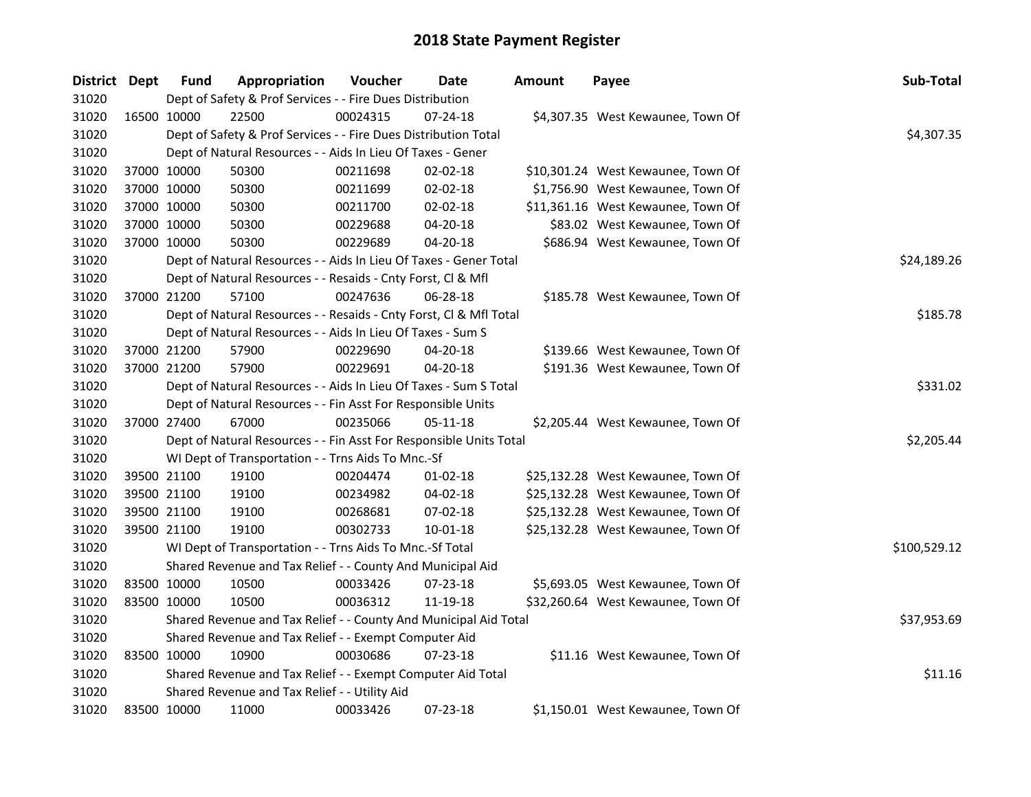# 2018 State Payment Register

| District | Dept | Fund | Appropriation | Voucher | Date | Amount | Payee | Sub-Total |
|---|---|---|---|---|---|---|---|---|
| 31020 | | Dept of Safety & Prof Services - - Fire Dues Distribution | | | | | | |
| 31020 | 16500 | 10000 | 22500 | 00024315 | 07-24-18 | $4,307.35 | West Kewaunee, Town Of | |
| 31020 | | Dept of Safety & Prof Services - - Fire Dues Distribution Total | | | | | | $4,307.35 |
| 31020 | | Dept of Natural Resources - - Aids In Lieu Of Taxes - Gener | | | | | | |
| 31020 | 37000 | 10000 | 50300 | 00211698 | 02-02-18 | $10,301.24 | West Kewaunee, Town Of | |
| 31020 | 37000 | 10000 | 50300 | 00211699 | 02-02-18 | $1,756.90 | West Kewaunee, Town Of | |
| 31020 | 37000 | 10000 | 50300 | 00211700 | 02-02-18 | $11,361.16 | West Kewaunee, Town Of | |
| 31020 | 37000 | 10000 | 50300 | 00229688 | 04-20-18 | $83.02 | West Kewaunee, Town Of | |
| 31020 | 37000 | 10000 | 50300 | 00229689 | 04-20-18 | $686.94 | West Kewaunee, Town Of | |
| 31020 | | Dept of Natural Resources - - Aids In Lieu Of Taxes - Gener Total | | | | | | $24,189.26 |
| 31020 | | Dept of Natural Resources - - Resaids - Cnty Forst, Cl & Mfl | | | | | | |
| 31020 | 37000 | 21200 | 57100 | 00247636 | 06-28-18 | $185.78 | West Kewaunee, Town Of | |
| 31020 | | Dept of Natural Resources - - Resaids - Cnty Forst, Cl & Mfl Total | | | | | | $185.78 |
| 31020 | | Dept of Natural Resources - - Aids In Lieu Of Taxes - Sum S | | | | | | |
| 31020 | 37000 | 21200 | 57900 | 00229690 | 04-20-18 | $139.66 | West Kewaunee, Town Of | |
| 31020 | 37000 | 21200 | 57900 | 00229691 | 04-20-18 | $191.36 | West Kewaunee, Town Of | |
| 31020 | | Dept of Natural Resources - - Aids In Lieu Of Taxes - Sum S Total | | | | | | $331.02 |
| 31020 | | Dept of Natural Resources - - Fin Asst For Responsible Units | | | | | | |
| 31020 | 37000 | 27400 | 67000 | 00235066 | 05-11-18 | $2,205.44 | West Kewaunee, Town Of | |
| 31020 | | Dept of Natural Resources - - Fin Asst For Responsible Units Total | | | | | | $2,205.44 |
| 31020 | | WI Dept of Transportation - - Trns Aids To Mnc.-Sf | | | | | | |
| 31020 | 39500 | 21100 | 19100 | 00204474 | 01-02-18 | $25,132.28 | West Kewaunee, Town Of | |
| 31020 | 39500 | 21100 | 19100 | 00234982 | 04-02-18 | $25,132.28 | West Kewaunee, Town Of | |
| 31020 | 39500 | 21100 | 19100 | 00268681 | 07-02-18 | $25,132.28 | West Kewaunee, Town Of | |
| 31020 | 39500 | 21100 | 19100 | 00302733 | 10-01-18 | $25,132.28 | West Kewaunee, Town Of | |
| 31020 | | WI Dept of Transportation - - Trns Aids To Mnc.-Sf Total | | | | | | $100,529.12 |
| 31020 | | Shared Revenue and Tax Relief - - County And Municipal Aid | | | | | | |
| 31020 | 83500 | 10000 | 10500 | 00033426 | 07-23-18 | $5,693.05 | West Kewaunee, Town Of | |
| 31020 | 83500 | 10000 | 10500 | 00036312 | 11-19-18 | $32,260.64 | West Kewaunee, Town Of | |
| 31020 | | Shared Revenue and Tax Relief - - County And Municipal Aid Total | | | | | | $37,953.69 |
| 31020 | | Shared Revenue and Tax Relief - - Exempt Computer Aid | | | | | | |
| 31020 | 83500 | 10000 | 10900 | 00030686 | 07-23-18 | $11.16 | West Kewaunee, Town Of | |
| 31020 | | Shared Revenue and Tax Relief - - Exempt Computer Aid Total | | | | | | $11.16 |
| 31020 | | Shared Revenue and Tax Relief - - Utility Aid | | | | | | |
| 31020 | 83500 | 10000 | 11000 | 00033426 | 07-23-18 | $1,150.01 | West Kewaunee, Town Of | |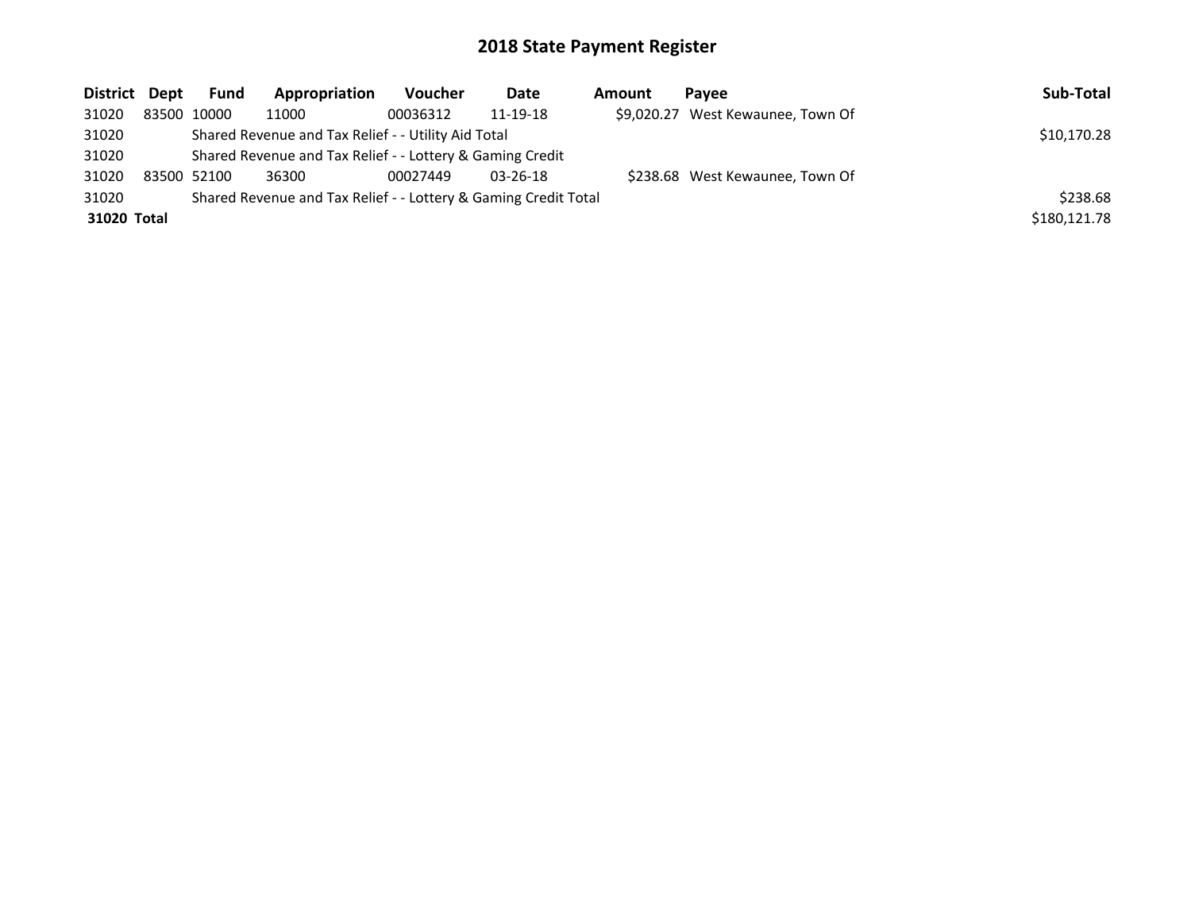# 2018 State Payment Register

| District | Dept | Fund | Appropriation | Voucher | Date | Amount | Payee | Sub-Total |
|---|---|---|---|---|---|---|---|---|
| 31020 | 83500 | 10000 | 11000 | 00036312 | 11-19-18 | $9,020.27 | West Kewaunee, Town Of | |
| 31020 | | Shared Revenue and Tax Relief - - Utility Aid Total | | | | | | $10,170.28 |
| 31020 | | Shared Revenue and Tax Relief - - Lottery & Gaming Credit | | | | | | |
| 31020 | 83500 | 52100 | 36300 | 00027449 | 03-26-18 | $238.68 | West Kewaunee, Town Of | |
| 31020 | | Shared Revenue and Tax Relief - - Lottery & Gaming Credit Total | | | | | | $238.68 |
| **31020 Total** | | | | | | | | $180,121.78 |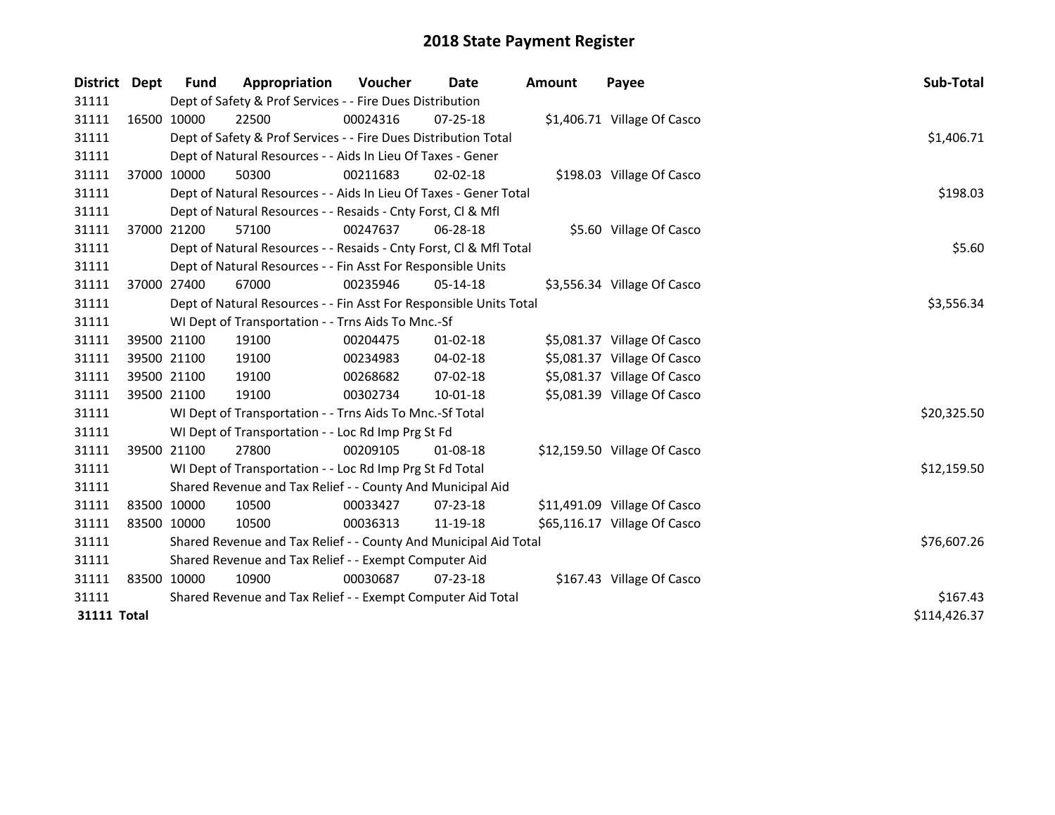# 2018 State Payment Register

| District | Dept | Fund | Appropriation | Voucher | Date | Amount | Payee | Sub-Total |
|---|---|---|---|---|---|---|---|---|
| 31111 | | Dept of Safety & Prof Services - - Fire Dues Distribution | | | | | | |
| 31111 | 16500 | 10000 | 22500 | 00024316 | 07-25-18 | $1,406.71 | Village Of Casco | |
| 31111 | | Dept of Safety & Prof Services - - Fire Dues Distribution Total | | | | | | $1,406.71 |
| 31111 | | Dept of Natural Resources - - Aids In Lieu Of Taxes - Gener | | | | | | |
| 31111 | 37000 | 10000 | 50300 | 00211683 | 02-02-18 | $198.03 | Village Of Casco | |
| 31111 | | Dept of Natural Resources - - Aids In Lieu Of Taxes - Gener Total | | | | | | $198.03 |
| 31111 | | Dept of Natural Resources - - Resaids - Cnty Forst, Cl & Mfl | | | | | | |
| 31111 | 37000 | 21200 | 57100 | 00247637 | 06-28-18 | $5.60 | Village Of Casco | |
| 31111 | | Dept of Natural Resources - - Resaids - Cnty Forst, Cl & Mfl Total | | | | | | $5.60 |
| 31111 | | Dept of Natural Resources - - Fin Asst For Responsible Units | | | | | | |
| 31111 | 37000 | 27400 | 67000 | 00235946 | 05-14-18 | $3,556.34 | Village Of Casco | |
| 31111 | | Dept of Natural Resources - - Fin Asst For Responsible Units Total | | | | | | $3,556.34 |
| 31111 | | WI Dept of Transportation - - Trns Aids To Mnc.-Sf | | | | | | |
| 31111 | 39500 | 21100 | 19100 | 00204475 | 01-02-18 | $5,081.37 | Village Of Casco | |
| 31111 | 39500 | 21100 | 19100 | 00234983 | 04-02-18 | $5,081.37 | Village Of Casco | |
| 31111 | 39500 | 21100 | 19100 | 00268682 | 07-02-18 | $5,081.37 | Village Of Casco | |
| 31111 | 39500 | 21100 | 19100 | 00302734 | 10-01-18 | $5,081.39 | Village Of Casco | |
| 31111 | | WI Dept of Transportation - - Trns Aids To Mnc.-Sf Total | | | | | | $20,325.50 |
| 31111 | | WI Dept of Transportation - - Loc Rd Imp Prg St Fd | | | | | | |
| 31111 | 39500 | 21100 | 27800 | 00209105 | 01-08-18 | $12,159.50 | Village Of Casco | |
| 31111 | | WI Dept of Transportation - - Loc Rd Imp Prg St Fd Total | | | | | | $12,159.50 |
| 31111 | | Shared Revenue and Tax Relief - - County And Municipal Aid | | | | | | |
| 31111 | 83500 | 10000 | 10500 | 00033427 | 07-23-18 | $11,491.09 | Village Of Casco | |
| 31111 | 83500 | 10000 | 10500 | 00036313 | 11-19-18 | $65,116.17 | Village Of Casco | |
| 31111 | | Shared Revenue and Tax Relief - - County And Municipal Aid Total | | | | | | $76,607.26 |
| 31111 | | Shared Revenue and Tax Relief - - Exempt Computer Aid | | | | | | |
| 31111 | 83500 | 10000 | 10900 | 00030687 | 07-23-18 | $167.43 | Village Of Casco | |
| 31111 | | Shared Revenue and Tax Relief - - Exempt Computer Aid Total | | | | | | $167.43 |
| **31111 Total** | | | | | | | | $114,426.37 |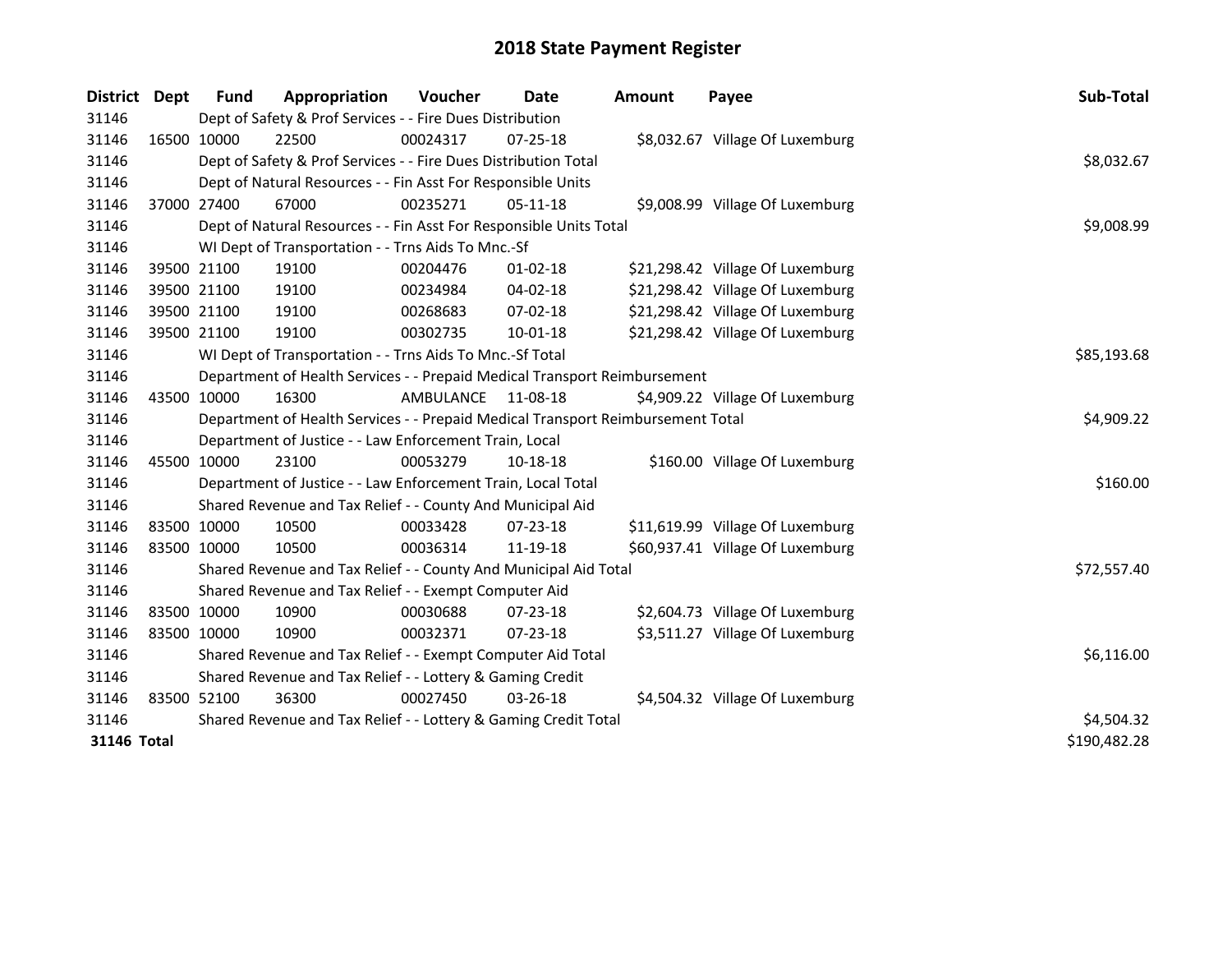# 2018 State Payment Register

| District | Dept | Fund | Appropriation | Voucher | Date | Amount | Payee | Sub-Total |
|---|---|---|---|---|---|---|---|---|
| 31146 | | Dept of Safety & Prof Services - - Fire Dues Distribution | | | | | | |
| 31146 | 16500 | 10000 | 22500 | 00024317 | 07-25-18 | $8,032.67 | Village Of Luxemburg | |
| 31146 | | Dept of Safety & Prof Services - - Fire Dues Distribution Total | | | | | | $8,032.67 |
| 31146 | | Dept of Natural Resources - - Fin Asst For Responsible Units | | | | | | |
| 31146 | 37000 | 27400 | 67000 | 00235271 | 05-11-18 | $9,008.99 | Village Of Luxemburg | |
| 31146 | | Dept of Natural Resources - - Fin Asst For Responsible Units Total | | | | | | $9,008.99 |
| 31146 | | WI Dept of Transportation - - Trns Aids To Mnc.-Sf | | | | | | |
| 31146 | 39500 | 21100 | 19100 | 00204476 | 01-02-18 | $21,298.42 | Village Of Luxemburg | |
| 31146 | 39500 | 21100 | 19100 | 00234984 | 04-02-18 | $21,298.42 | Village Of Luxemburg | |
| 31146 | 39500 | 21100 | 19100 | 00268683 | 07-02-18 | $21,298.42 | Village Of Luxemburg | |
| 31146 | 39500 | 21100 | 19100 | 00302735 | 10-01-18 | $21,298.42 | Village Of Luxemburg | |
| 31146 | | WI Dept of Transportation - - Trns Aids To Mnc.-Sf Total | | | | | | $85,193.68 |
| 31146 | | Department of Health Services - - Prepaid Medical Transport Reimbursement | | | | | | |
| 31146 | 43500 | 10000 | 16300 | AMBULANCE | 11-08-18 | $4,909.22 | Village Of Luxemburg | |
| 31146 | | Department of Health Services - - Prepaid Medical Transport Reimbursement Total | | | | | | $4,909.22 |
| 31146 | | Department of Justice - - Law Enforcement Train, Local | | | | | | |
| 31146 | 45500 | 10000 | 23100 | 00053279 | 10-18-18 | $160.00 | Village Of Luxemburg | |
| 31146 | | Department of Justice - - Law Enforcement Train, Local Total | | | | | | $160.00 |
| 31146 | | Shared Revenue and Tax Relief - - County And Municipal Aid | | | | | | |
| 31146 | 83500 | 10000 | 10500 | 00033428 | 07-23-18 | $11,619.99 | Village Of Luxemburg | |
| 31146 | 83500 | 10000 | 10500 | 00036314 | 11-19-18 | $60,937.41 | Village Of Luxemburg | |
| 31146 | | Shared Revenue and Tax Relief - - County And Municipal Aid Total | | | | | | $72,557.40 |
| 31146 | | Shared Revenue and Tax Relief - - Exempt Computer Aid | | | | | | |
| 31146 | 83500 | 10000 | 10900 | 00030688 | 07-23-18 | $2,604.73 | Village Of Luxemburg | |
| 31146 | 83500 | 10000 | 10900 | 00032371 | 07-23-18 | $3,511.27 | Village Of Luxemburg | |
| 31146 | | Shared Revenue and Tax Relief - - Exempt Computer Aid Total | | | | | | $6,116.00 |
| 31146 | | Shared Revenue and Tax Relief - - Lottery & Gaming Credit | | | | | | |
| 31146 | 83500 | 52100 | 36300 | 00027450 | 03-26-18 | $4,504.32 | Village Of Luxemburg | |
| 31146 | | Shared Revenue and Tax Relief - - Lottery & Gaming Credit Total | | | | | | $4,504.32 |
| **31146 Total** | | | | | | | | $190,482.28 |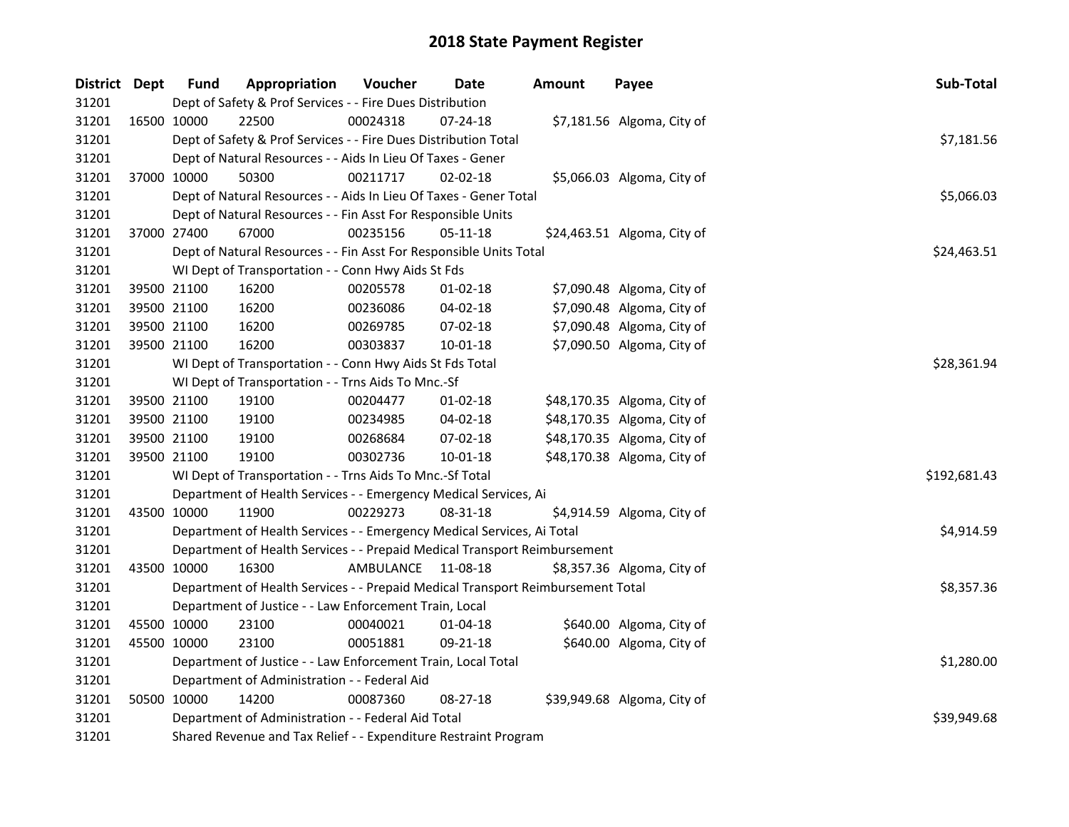# 2018 State Payment Register

| District | Dept | Fund | Appropriation | Voucher | Date | Amount | Payee | Sub-Total |
|---|---|---|---|---|---|---|---|---|
| 31201 | | Dept of Safety & Prof Services - - Fire Dues Distribution | | | | | | |
| 31201 | 16500 | 10000 | 22500 | 00024318 | 07-24-18 | $7,181.56 | Algoma, City of | |
| 31201 | | Dept of Safety & Prof Services - - Fire Dues Distribution Total | | | | | | $7,181.56 |
| 31201 | | Dept of Natural Resources - - Aids In Lieu Of Taxes - Gener | | | | | | |
| 31201 | 37000 | 10000 | 50300 | 00211717 | 02-02-18 | $5,066.03 | Algoma, City of | |
| 31201 | | Dept of Natural Resources - - Aids In Lieu Of Taxes - Gener Total | | | | | | $5,066.03 |
| 31201 | | Dept of Natural Resources - - Fin Asst For Responsible Units | | | | | | |
| 31201 | 37000 | 27400 | 67000 | 00235156 | 05-11-18 | $24,463.51 | Algoma, City of | |
| 31201 | | Dept of Natural Resources - - Fin Asst For Responsible Units Total | | | | | | $24,463.51 |
| 31201 | | WI Dept of Transportation - - Conn Hwy Aids St Fds | | | | | | |
| 31201 | 39500 | 21100 | 16200 | 00205578 | 01-02-18 | $7,090.48 | Algoma, City of | |
| 31201 | 39500 | 21100 | 16200 | 00236086 | 04-02-18 | $7,090.48 | Algoma, City of | |
| 31201 | 39500 | 21100 | 16200 | 00269785 | 07-02-18 | $7,090.48 | Algoma, City of | |
| 31201 | 39500 | 21100 | 16200 | 00303837 | 10-01-18 | $7,090.50 | Algoma, City of | |
| 31201 | | WI Dept of Transportation - - Conn Hwy Aids St Fds Total | | | | | | $28,361.94 |
| 31201 | | WI Dept of Transportation - - Trns Aids To Mnc.-Sf | | | | | | |
| 31201 | 39500 | 21100 | 19100 | 00204477 | 01-02-18 | $48,170.35 | Algoma, City of | |
| 31201 | 39500 | 21100 | 19100 | 00234985 | 04-02-18 | $48,170.35 | Algoma, City of | |
| 31201 | 39500 | 21100 | 19100 | 00268684 | 07-02-18 | $48,170.35 | Algoma, City of | |
| 31201 | 39500 | 21100 | 19100 | 00302736 | 10-01-18 | $48,170.38 | Algoma, City of | |
| 31201 | | WI Dept of Transportation - - Trns Aids To Mnc.-Sf Total | | | | | | $192,681.43 |
| 31201 | | Department of Health Services - - Emergency Medical Services, Ai | | | | | | |
| 31201 | 43500 | 10000 | 11900 | 00229273 | 08-31-18 | $4,914.59 | Algoma, City of | |
| 31201 | | Department of Health Services - - Emergency Medical Services, Ai Total | | | | | | $4,914.59 |
| 31201 | | Department of Health Services - - Prepaid Medical Transport Reimbursement | | | | | | |
| 31201 | 43500 | 10000 | 16300 | AMBULANCE | 11-08-18 | $8,357.36 | Algoma, City of | |
| 31201 | | Department of Health Services - - Prepaid Medical Transport Reimbursement Total | | | | | | $8,357.36 |
| 31201 | | Department of Justice - - Law Enforcement Train, Local | | | | | | |
| 31201 | 45500 | 10000 | 23100 | 00040021 | 01-04-18 | $640.00 | Algoma, City of | |
| 31201 | 45500 | 10000 | 23100 | 00051881 | 09-21-18 | $640.00 | Algoma, City of | |
| 31201 | | Department of Justice - - Law Enforcement Train, Local Total | | | | | | $1,280.00 |
| 31201 | | Department of Administration - - Federal Aid | | | | | | |
| 31201 | 50500 | 10000 | 14200 | 00087360 | 08-27-18 | $39,949.68 | Algoma, City of | |
| 31201 | | Department of Administration - - Federal Aid Total | | | | | | $39,949.68 |
| 31201 | | Shared Revenue and Tax Relief - - Expenditure Restraint Program | | | | | | |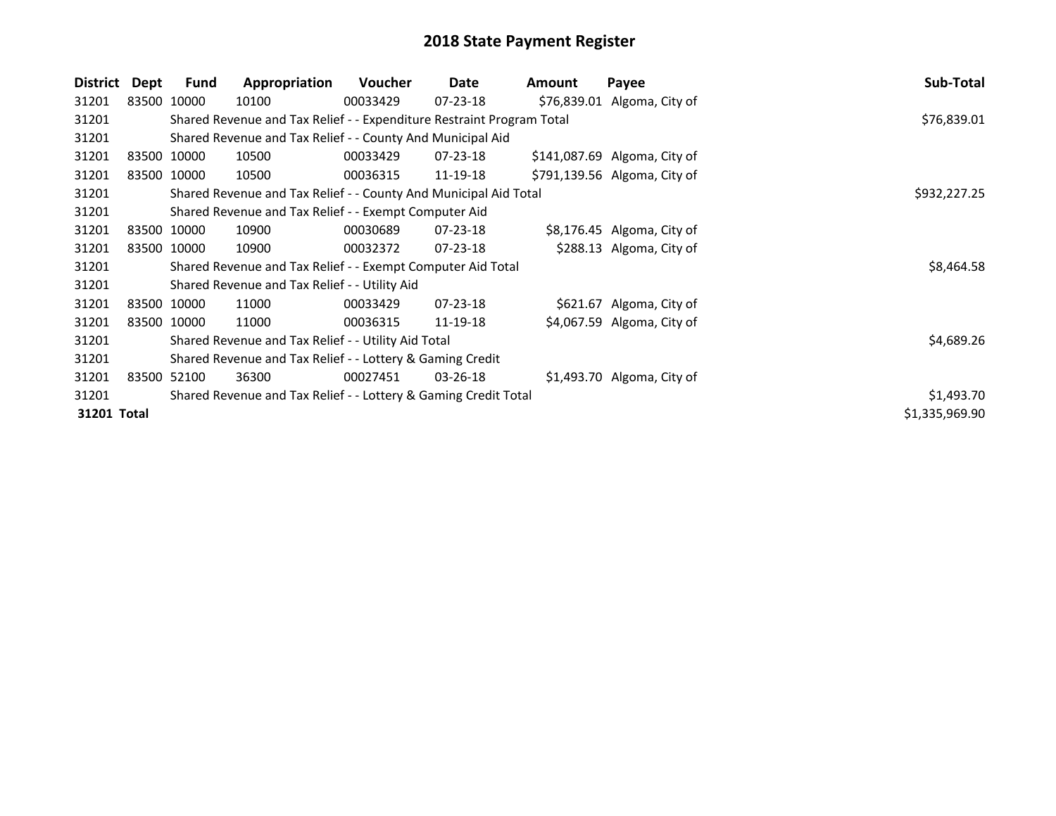# 2018 State Payment Register

| District | Dept | Fund | Appropriation | Voucher | Date | Amount | Payee | Sub-Total |
|---|---|---|---|---|---|---|---|---|
| 31201 | 83500 | 10000 | 10100 | 00033429 | 07-23-18 | $76,839.01 | Algoma, City of | |
| 31201 | | Shared Revenue and Tax Relief - - Expenditure Restraint Program Total | | | | | | $76,839.01 |
| 31201 | | Shared Revenue and Tax Relief - - County And Municipal Aid | | | | | | |
| 31201 | 83500 | 10000 | 10500 | 00033429 | 07-23-18 | $141,087.69 | Algoma, City of | |
| 31201 | 83500 | 10000 | 10500 | 00036315 | 11-19-18 | $791,139.56 | Algoma, City of | |
| 31201 | | Shared Revenue and Tax Relief - - County And Municipal Aid Total | | | | | | $932,227.25 |
| 31201 | | Shared Revenue and Tax Relief - - Exempt Computer Aid | | | | | | |
| 31201 | 83500 | 10000 | 10900 | 00030689 | 07-23-18 | $8,176.45 | Algoma, City of | |
| 31201 | 83500 | 10000 | 10900 | 00032372 | 07-23-18 | $288.13 | Algoma, City of | |
| 31201 | | Shared Revenue and Tax Relief - - Exempt Computer Aid Total | | | | | | $8,464.58 |
| 31201 | | Shared Revenue and Tax Relief - - Utility Aid | | | | | | |
| 31201 | 83500 | 10000 | 11000 | 00033429 | 07-23-18 | $621.67 | Algoma, City of | |
| 31201 | 83500 | 10000 | 11000 | 00036315 | 11-19-18 | $4,067.59 | Algoma, City of | |
| 31201 | | Shared Revenue and Tax Relief - - Utility Aid Total | | | | | | $4,689.26 |
| 31201 | | Shared Revenue and Tax Relief - - Lottery & Gaming Credit | | | | | | |
| 31201 | 83500 | 52100 | 36300 | 00027451 | 03-26-18 | $1,493.70 | Algoma, City of | |
| 31201 | | Shared Revenue and Tax Relief - - Lottery & Gaming Credit Total | | | | | | $1,493.70 |
| **31201 Total** | | | | | | | | $1,335,969.90 |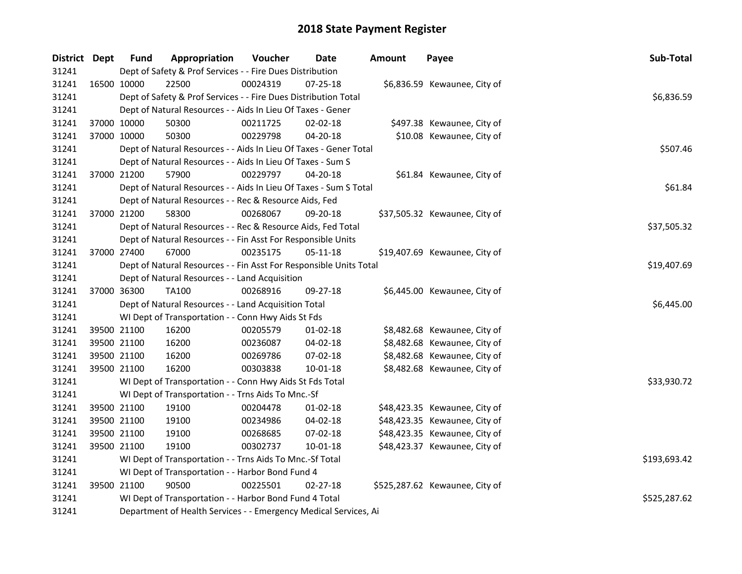# 2018 State Payment Register

| District | Dept | Fund | Appropriation | Voucher | Date | Amount | Payee | Sub-Total |
|---|---|---|---|---|---|---|---|---|
| 31241 | | | Dept of Safety & Prof Services - - Fire Dues Distribution | | | | | |
| 31241 | 16500 | 10000 | 22500 | 00024319 | 07-25-18 | $6,836.59 | Kewaunee, City of | |
| 31241 | | | Dept of Safety & Prof Services - - Fire Dues Distribution Total | | | | | $6,836.59 |
| 31241 | | | Dept of Natural Resources - - Aids In Lieu Of Taxes - Gener | | | | | |
| 31241 | 37000 | 10000 | 50300 | 00211725 | 02-02-18 | $497.38 | Kewaunee, City of | |
| 31241 | 37000 | 10000 | 50300 | 00229798 | 04-20-18 | $10.08 | Kewaunee, City of | |
| 31241 | | | Dept of Natural Resources - - Aids In Lieu Of Taxes - Gener Total | | | | | $507.46 |
| 31241 | | | Dept of Natural Resources - - Aids In Lieu Of Taxes - Sum S | | | | | |
| 31241 | 37000 | 21200 | 57900 | 00229797 | 04-20-18 | $61.84 | Kewaunee, City of | |
| 31241 | | | Dept of Natural Resources - - Aids In Lieu Of Taxes - Sum S Total | | | | | $61.84 |
| 31241 | | | Dept of Natural Resources - - Rec & Resource Aids, Fed | | | | | |
| 31241 | 37000 | 21200 | 58300 | 00268067 | 09-20-18 | $37,505.32 | Kewaunee, City of | |
| 31241 | | | Dept of Natural Resources - - Rec & Resource Aids, Fed Total | | | | | $37,505.32 |
| 31241 | | | Dept of Natural Resources - - Fin Asst For Responsible Units | | | | | |
| 31241 | 37000 | 27400 | 67000 | 00235175 | 05-11-18 | $19,407.69 | Kewaunee, City of | |
| 31241 | | | Dept of Natural Resources - - Fin Asst For Responsible Units Total | | | | | $19,407.69 |
| 31241 | | | Dept of Natural Resources - - Land Acquisition | | | | | |
| 31241 | 37000 | 36300 | TA100 | 00268916 | 09-27-18 | $6,445.00 | Kewaunee, City of | |
| 31241 | | | Dept of Natural Resources - - Land Acquisition Total | | | | | $6,445.00 |
| 31241 | | | WI Dept of Transportation - - Conn Hwy Aids St Fds | | | | | |
| 31241 | 39500 | 21100 | 16200 | 00205579 | 01-02-18 | $8,482.68 | Kewaunee, City of | |
| 31241 | 39500 | 21100 | 16200 | 00236087 | 04-02-18 | $8,482.68 | Kewaunee, City of | |
| 31241 | 39500 | 21100 | 16200 | 00269786 | 07-02-18 | $8,482.68 | Kewaunee, City of | |
| 31241 | 39500 | 21100 | 16200 | 00303838 | 10-01-18 | $8,482.68 | Kewaunee, City of | |
| 31241 | | | WI Dept of Transportation - - Conn Hwy Aids St Fds Total | | | | | $33,930.72 |
| 31241 | | | WI Dept of Transportation - - Trns Aids To Mnc.-Sf | | | | | |
| 31241 | 39500 | 21100 | 19100 | 00204478 | 01-02-18 | $48,423.35 | Kewaunee, City of | |
| 31241 | 39500 | 21100 | 19100 | 00234986 | 04-02-18 | $48,423.35 | Kewaunee, City of | |
| 31241 | 39500 | 21100 | 19100 | 00268685 | 07-02-18 | $48,423.35 | Kewaunee, City of | |
| 31241 | 39500 | 21100 | 19100 | 00302737 | 10-01-18 | $48,423.37 | Kewaunee, City of | |
| 31241 | | | WI Dept of Transportation - - Trns Aids To Mnc.-Sf Total | | | | | $193,693.42 |
| 31241 | | | WI Dept of Transportation - - Harbor Bond Fund 4 | | | | | |
| 31241 | 39500 | 21100 | 90500 | 00225501 | 02-27-18 | $525,287.62 | Kewaunee, City of | |
| 31241 | | | WI Dept of Transportation - - Harbor Bond Fund 4 Total | | | | | $525,287.62 |
| 31241 | | | Department of Health Services - - Emergency Medical Services, Ai | | | | | |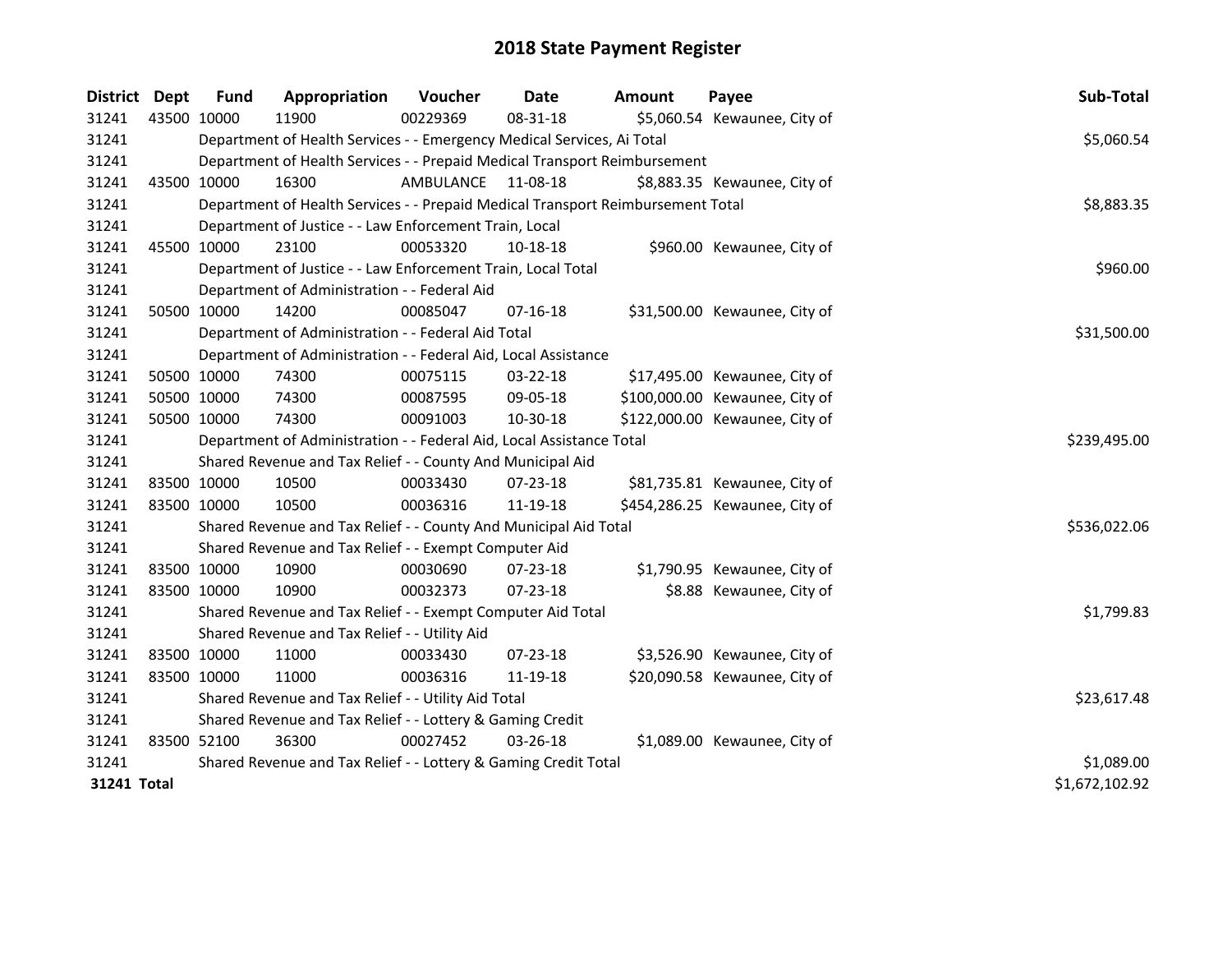# 2018 State Payment Register

| District | Dept | Fund | Appropriation | Voucher | Date | Amount | Payee | Sub-Total |
|---|---|---|---|---|---|---|---|---|
| 31241 | 43500 | 10000 | 11900 | 00229369 | 08-31-18 | $5,060.54 | Kewaunee, City of | |
| 31241 | | Department of Health Services - - Emergency Medical Services, Ai Total | | | | | | $5,060.54 |
| 31241 | | Department of Health Services - - Prepaid Medical Transport Reimbursement | | | | | | |
| 31241 | 43500 | 10000 | 16300 | AMBULANCE | 11-08-18 | $8,883.35 | Kewaunee, City of | |
| 31241 | | Department of Health Services - - Prepaid Medical Transport Reimbursement Total | | | | | | $8,883.35 |
| 31241 | | Department of Justice - - Law Enforcement Train, Local | | | | | | |
| 31241 | 45500 | 10000 | 23100 | 00053320 | 10-18-18 | $960.00 | Kewaunee, City of | |
| 31241 | | Department of Justice - - Law Enforcement Train, Local Total | | | | | | $960.00 |
| 31241 | | Department of Administration - - Federal Aid | | | | | | |
| 31241 | 50500 | 10000 | 14200 | 00085047 | 07-16-18 | $31,500.00 | Kewaunee, City of | |
| 31241 | | Department of Administration - - Federal Aid Total | | | | | | $31,500.00 |
| 31241 | | Department of Administration - - Federal Aid, Local Assistance | | | | | | |
| 31241 | 50500 | 10000 | 74300 | 00075115 | 03-22-18 | $17,495.00 | Kewaunee, City of | |
| 31241 | 50500 | 10000 | 74300 | 00087595 | 09-05-18 | $100,000.00 | Kewaunee, City of | |
| 31241 | 50500 | 10000 | 74300 | 00091003 | 10-30-18 | $122,000.00 | Kewaunee, City of | |
| 31241 | | Department of Administration - - Federal Aid, Local Assistance Total | | | | | | $239,495.00 |
| 31241 | | Shared Revenue and Tax Relief - - County And Municipal Aid | | | | | | |
| 31241 | 83500 | 10000 | 10500 | 00033430 | 07-23-18 | $81,735.81 | Kewaunee, City of | |
| 31241 | 83500 | 10000 | 10500 | 00036316 | 11-19-18 | $454,286.25 | Kewaunee, City of | |
| 31241 | | Shared Revenue and Tax Relief - - County And Municipal Aid Total | | | | | | $536,022.06 |
| 31241 | | Shared Revenue and Tax Relief - - Exempt Computer Aid | | | | | | |
| 31241 | 83500 | 10000 | 10900 | 00030690 | 07-23-18 | $1,790.95 | Kewaunee, City of | |
| 31241 | 83500 | 10000 | 10900 | 00032373 | 07-23-18 | $8.88 | Kewaunee, City of | |
| 31241 | | Shared Revenue and Tax Relief - - Exempt Computer Aid Total | | | | | | $1,799.83 |
| 31241 | | Shared Revenue and Tax Relief - - Utility Aid | | | | | | |
| 31241 | 83500 | 10000 | 11000 | 00033430 | 07-23-18 | $3,526.90 | Kewaunee, City of | |
| 31241 | 83500 | 10000 | 11000 | 00036316 | 11-19-18 | $20,090.58 | Kewaunee, City of | |
| 31241 | | Shared Revenue and Tax Relief - - Utility Aid Total | | | | | | $23,617.48 |
| 31241 | | Shared Revenue and Tax Relief - - Lottery & Gaming Credit | | | | | | |
| 31241 | 83500 | 52100 | 36300 | 00027452 | 03-26-18 | $1,089.00 | Kewaunee, City of | |
| 31241 | | Shared Revenue and Tax Relief - - Lottery & Gaming Credit Total | | | | | | $1,089.00 |
| **31241 Total** | | | | | | | | $1,672,102.92 |